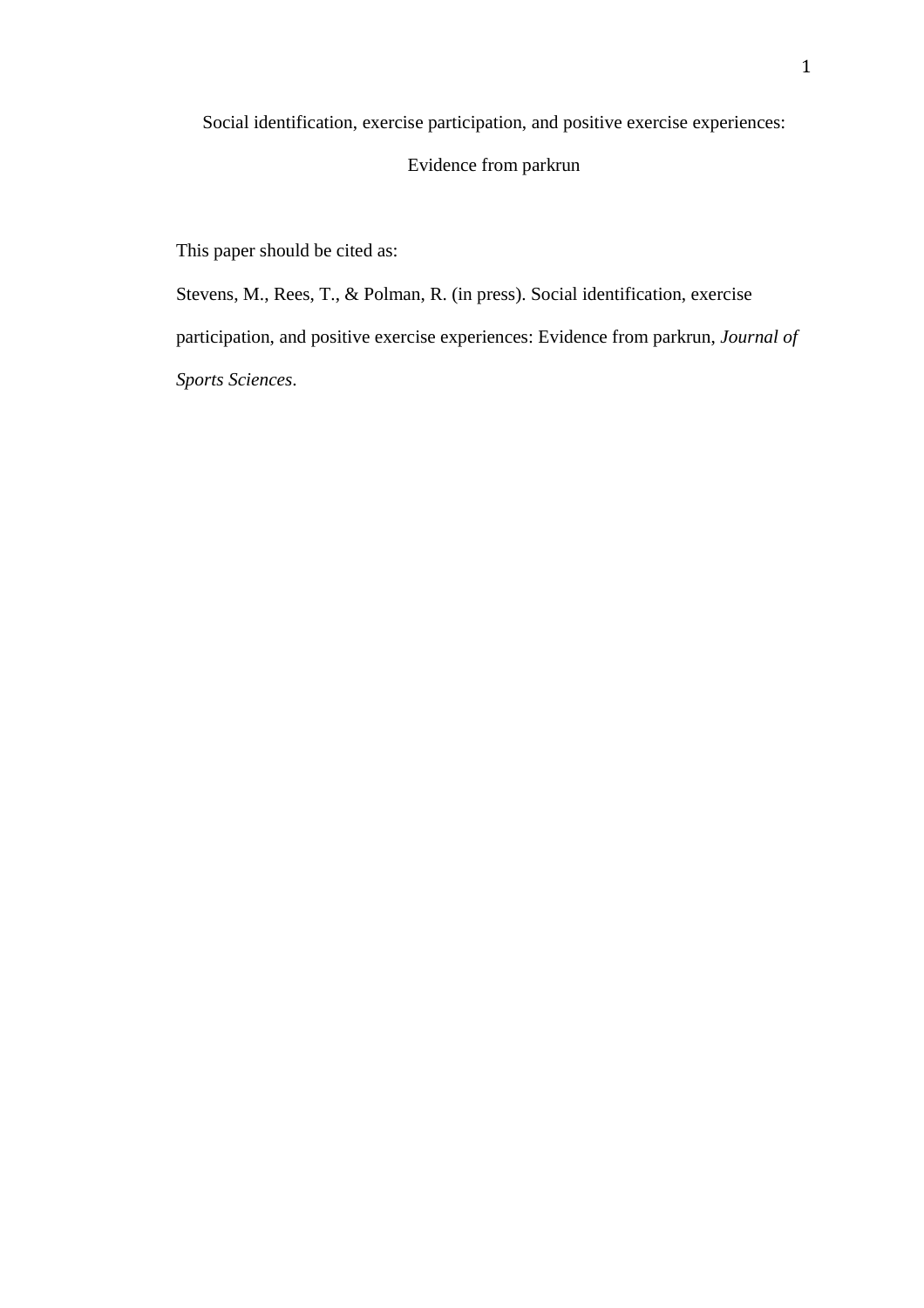# Social identification, exercise participation, and positive exercise experiences: Evidence from parkrun

This paper should be cited as:

Stevens, M., Rees, T., & Polman, R. (in press). Social identification, exercise participation, and positive exercise experiences: Evidence from parkrun, *Journal of Sports Sciences*.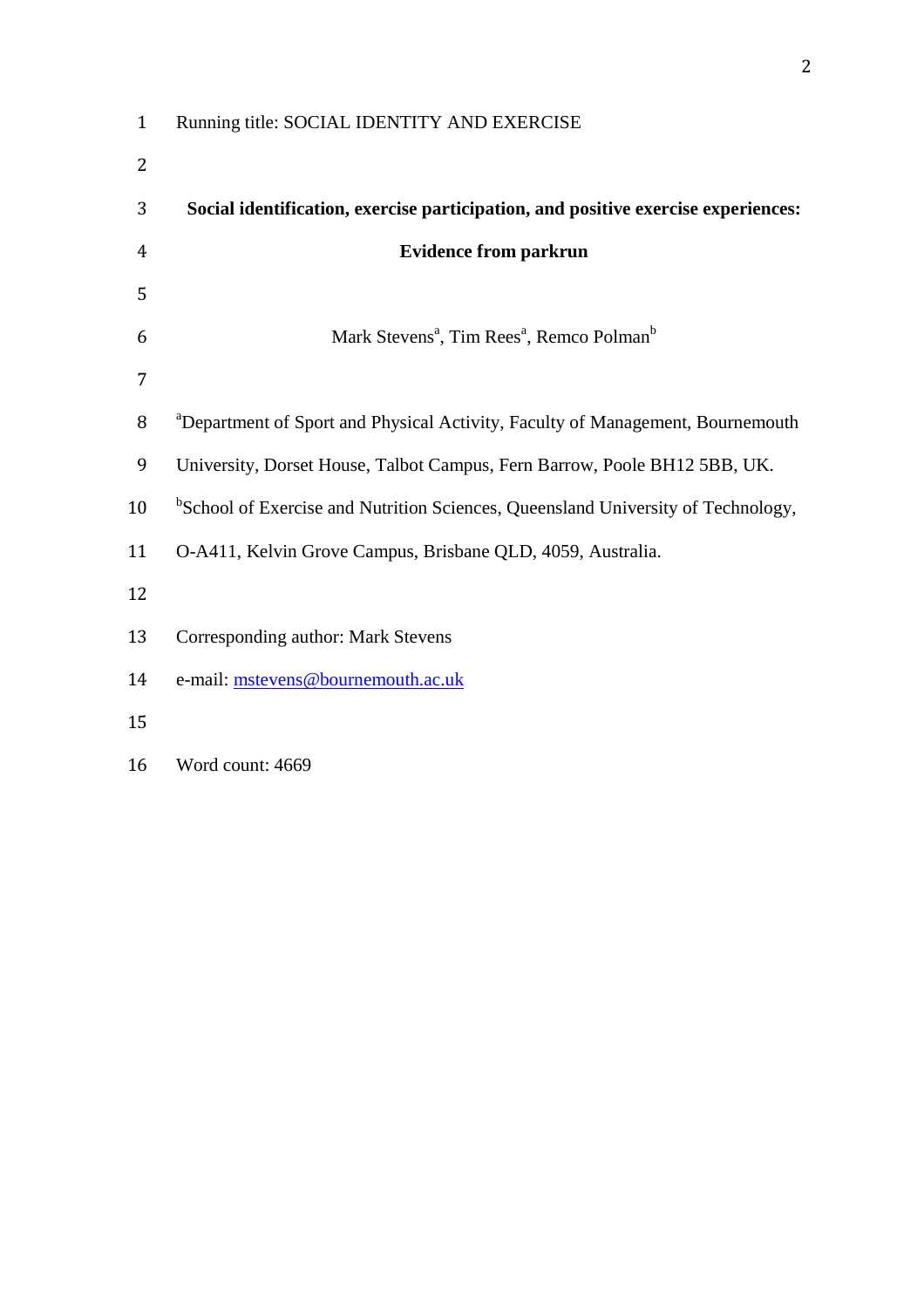Running title: SOCIAL IDENTITY AND EXERCISE

# Social identification, exercise participation, and positive exercise experiences: Evidence from parkrun

Mark Stevens[a], Tim Rees[a], Remco Polman[b]

[a]Department of Sport and Physical Activity, Faculty of Management, Bournemouth University, Dorset House, Talbot Campus, Fern Barrow, Poole BH12 5BB, UK.

[b]School of Exercise and Nutrition Sciences, Queensland University of Technology, O-A411, Kelvin Grove Campus, Brisbane QLD, 4059, Australia.

Corresponding author: Mark Stevens

e-mail: mstevens@bournemouth.ac.uk

Word count: 4669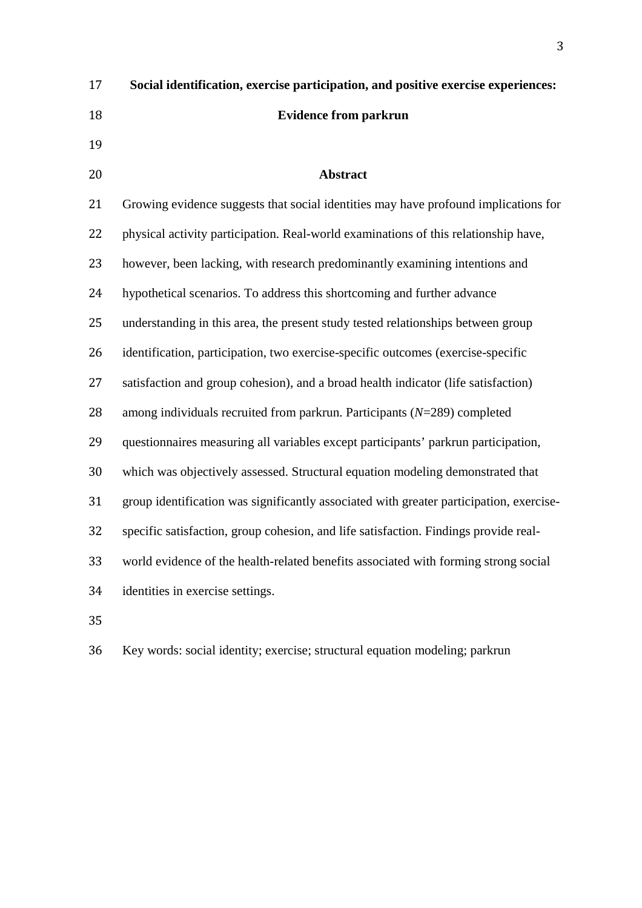# Social identification, exercise participation, and positive exercise experiences: Evidence from parkrun

## Abstract

Growing evidence suggests that social identities may have profound implications for physical activity participation. Real-world examinations of this relationship have, however, been lacking, with research predominantly examining intentions and hypothetical scenarios. To address this shortcoming and further advance understanding in this area, the present study tested relationships between group identification, participation, two exercise-specific outcomes (exercise-specific satisfaction and group cohesion), and a broad health indicator (life satisfaction) among individuals recruited from parkrun. Participants ($N$=289) completed questionnaires measuring all variables except participants' parkrun participation, which was objectively assessed. Structural equation modeling demonstrated that group identification was significantly associated with greater participation, exercise-specific satisfaction, group cohesion, and life satisfaction. Findings provide real-world evidence of the health-related benefits associated with forming strong social identities in exercise settings.

Key words: social identity; exercise; structural equation modeling; parkrun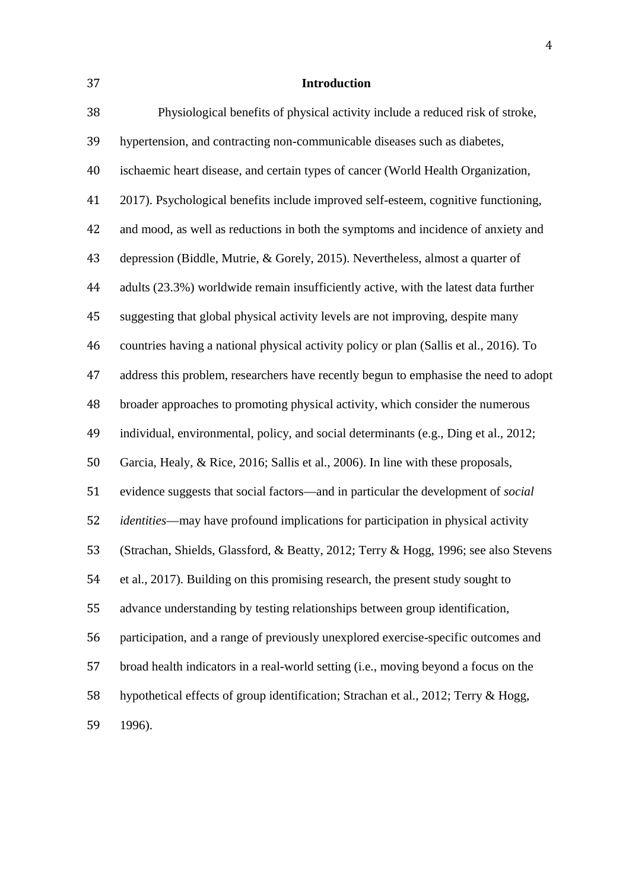## Introduction

Physiological benefits of physical activity include a reduced risk of stroke, hypertension, and contracting non-communicable diseases such as diabetes, ischaemic heart disease, and certain types of cancer (World Health Organization, 2017). Psychological benefits include improved self-esteem, cognitive functioning, and mood, as well as reductions in both the symptoms and incidence of anxiety and depression (Biddle, Mutrie, & Gorely, 2015). Nevertheless, almost a quarter of adults (23.3%) worldwide remain insufficiently active, with the latest data further suggesting that global physical activity levels are not improving, despite many countries having a national physical activity policy or plan (Sallis et al., 2016). To address this problem, researchers have recently begun to emphasise the need to adopt broader approaches to promoting physical activity, which consider the numerous individual, environmental, policy, and social determinants (e.g., Ding et al., 2012; Garcia, Healy, & Rice, 2016; Sallis et al., 2006). In line with these proposals, evidence suggests that social factors—and in particular the development of *social identities*—may have profound implications for participation in physical activity (Strachan, Shields, Glassford, & Beatty, 2012; Terry & Hogg, 1996; see also Stevens et al., 2017). Building on this promising research, the present study sought to advance understanding by testing relationships between group identification, participation, and a range of previously unexplored exercise-specific outcomes and broad health indicators in a real-world setting (i.e., moving beyond a focus on the hypothetical effects of group identification; Strachan et al., 2012; Terry & Hogg, 1996).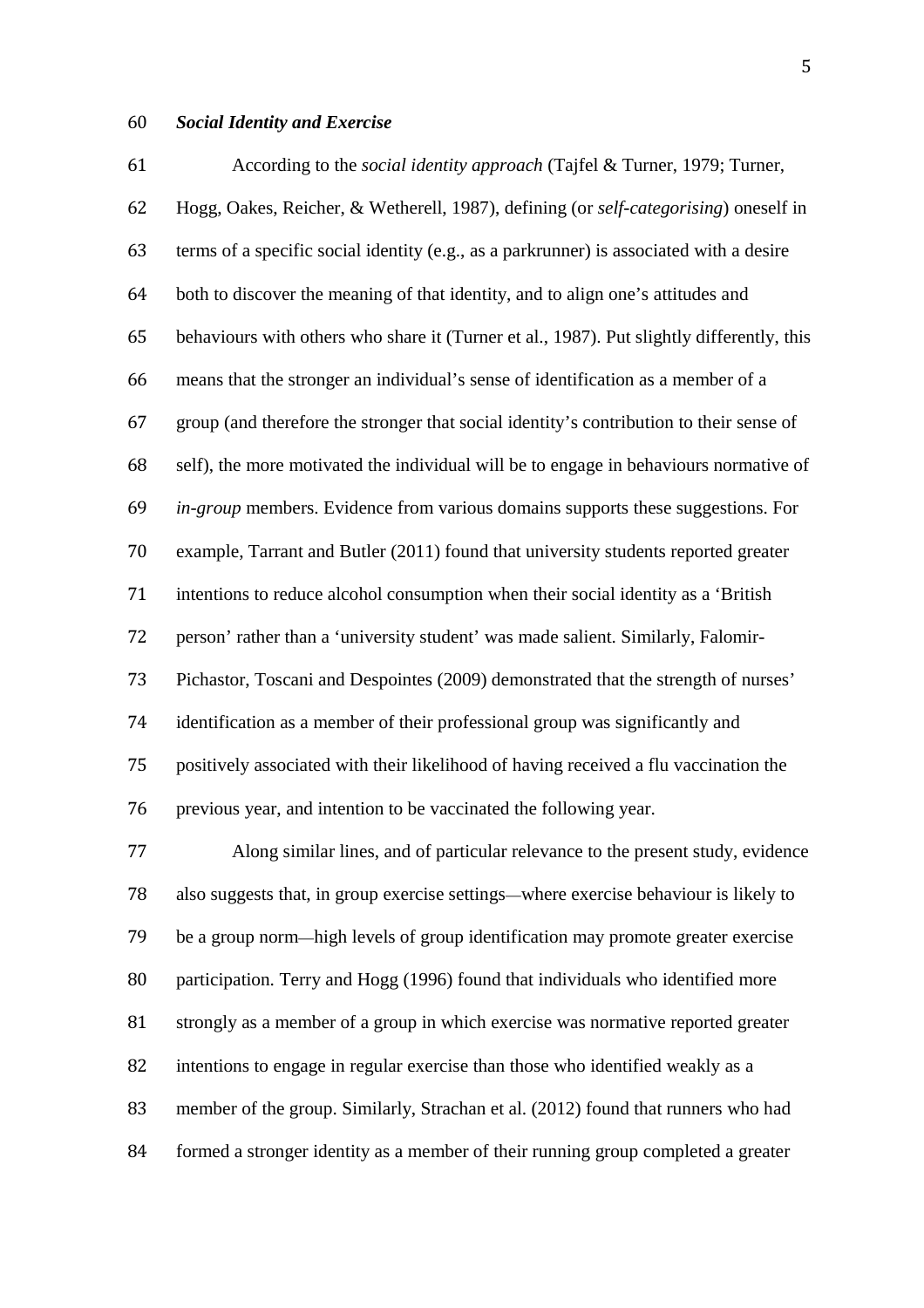### *Social Identity and Exercise*

According to the *social identity approach* (Tajfel & Turner, 1979; Turner, Hogg, Oakes, Reicher, & Wetherell, 1987), defining (or *self-categorising*) oneself in terms of a specific social identity (e.g., as a parkrunner) is associated with a desire both to discover the meaning of that identity, and to align one's attitudes and behaviours with others who share it (Turner et al., 1987). Put slightly differently, this means that the stronger an individual's sense of identification as a member of a group (and therefore the stronger that social identity's contribution to their sense of self), the more motivated the individual will be to engage in behaviours normative of *in-group* members. Evidence from various domains supports these suggestions. For example, Tarrant and Butler (2011) found that university students reported greater intentions to reduce alcohol consumption when their social identity as a 'British person' rather than a 'university student' was made salient. Similarly, Falomir-Pichastor, Toscani and Despointes (2009) demonstrated that the strength of nurses' identification as a member of their professional group was significantly and positively associated with their likelihood of having received a flu vaccination the previous year, and intention to be vaccinated the following year.

Along similar lines, and of particular relevance to the present study, evidence also suggests that, in group exercise settings—where exercise behaviour is likely to be a group norm—high levels of group identification may promote greater exercise participation. Terry and Hogg (1996) found that individuals who identified more strongly as a member of a group in which exercise was normative reported greater intentions to engage in regular exercise than those who identified weakly as a member of the group. Similarly, Strachan et al. (2012) found that runners who had formed a stronger identity as a member of their running group completed a greater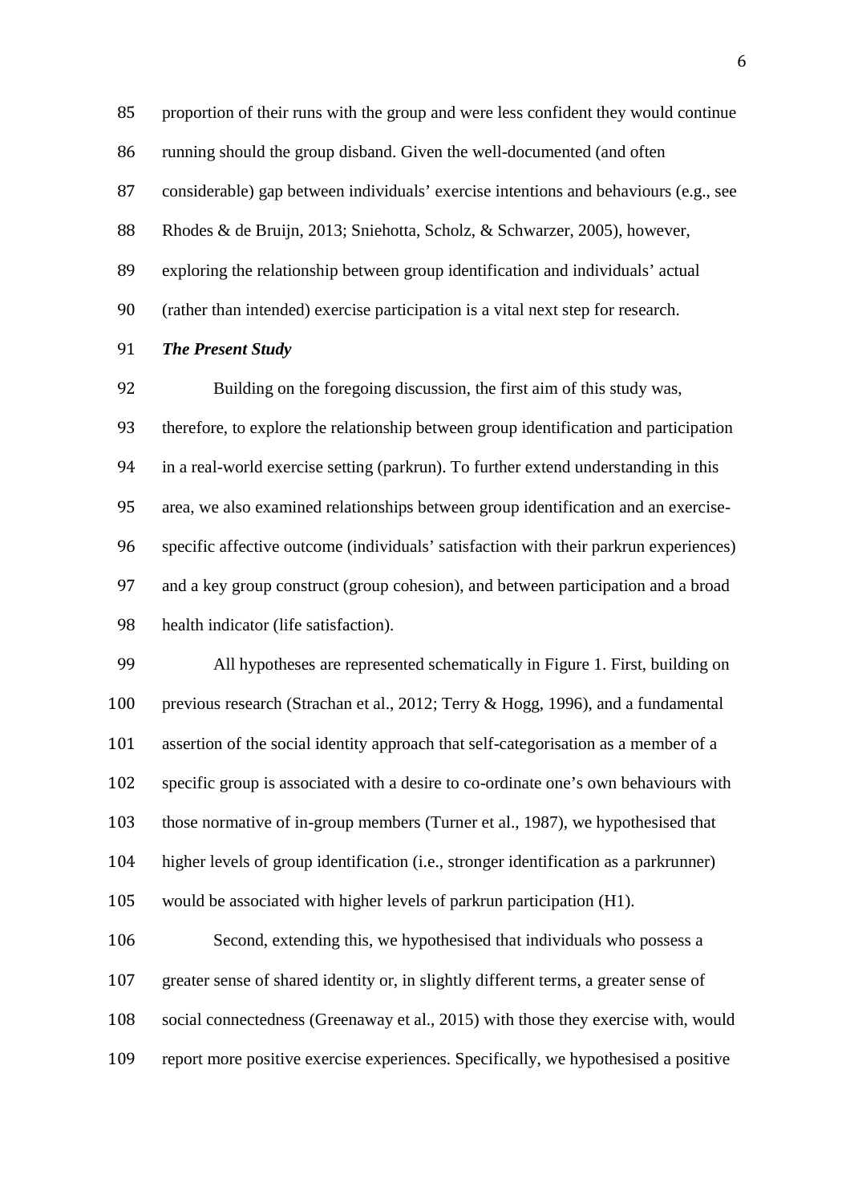proportion of their runs with the group and were less confident they would continue running should the group disband. Given the well-documented (and often considerable) gap between individuals' exercise intentions and behaviours (e.g., see Rhodes & de Bruijn, 2013; Sniehotta, Scholz, & Schwarzer, 2005), however, exploring the relationship between group identification and individuals' actual (rather than intended) exercise participation is a vital next step for research.

### *The Present Study*

Building on the foregoing discussion, the first aim of this study was, therefore, to explore the relationship between group identification and participation in a real-world exercise setting (parkrun). To further extend understanding in this area, we also examined relationships between group identification and an exercise-specific affective outcome (individuals' satisfaction with their parkrun experiences) and a key group construct (group cohesion), and between participation and a broad health indicator (life satisfaction).

All hypotheses are represented schematically in Figure 1. First, building on previous research (Strachan et al., 2012; Terry & Hogg, 1996), and a fundamental assertion of the social identity approach that self-categorisation as a member of a specific group is associated with a desire to co-ordinate one's own behaviours with those normative of in-group members (Turner et al., 1987), we hypothesised that higher levels of group identification (i.e., stronger identification as a parkrunner) would be associated with higher levels of parkrun participation (H1).

Second, extending this, we hypothesised that individuals who possess a greater sense of shared identity or, in slightly different terms, a greater sense of social connectedness (Greenaway et al., 2015) with those they exercise with, would report more positive exercise experiences. Specifically, we hypothesised a positive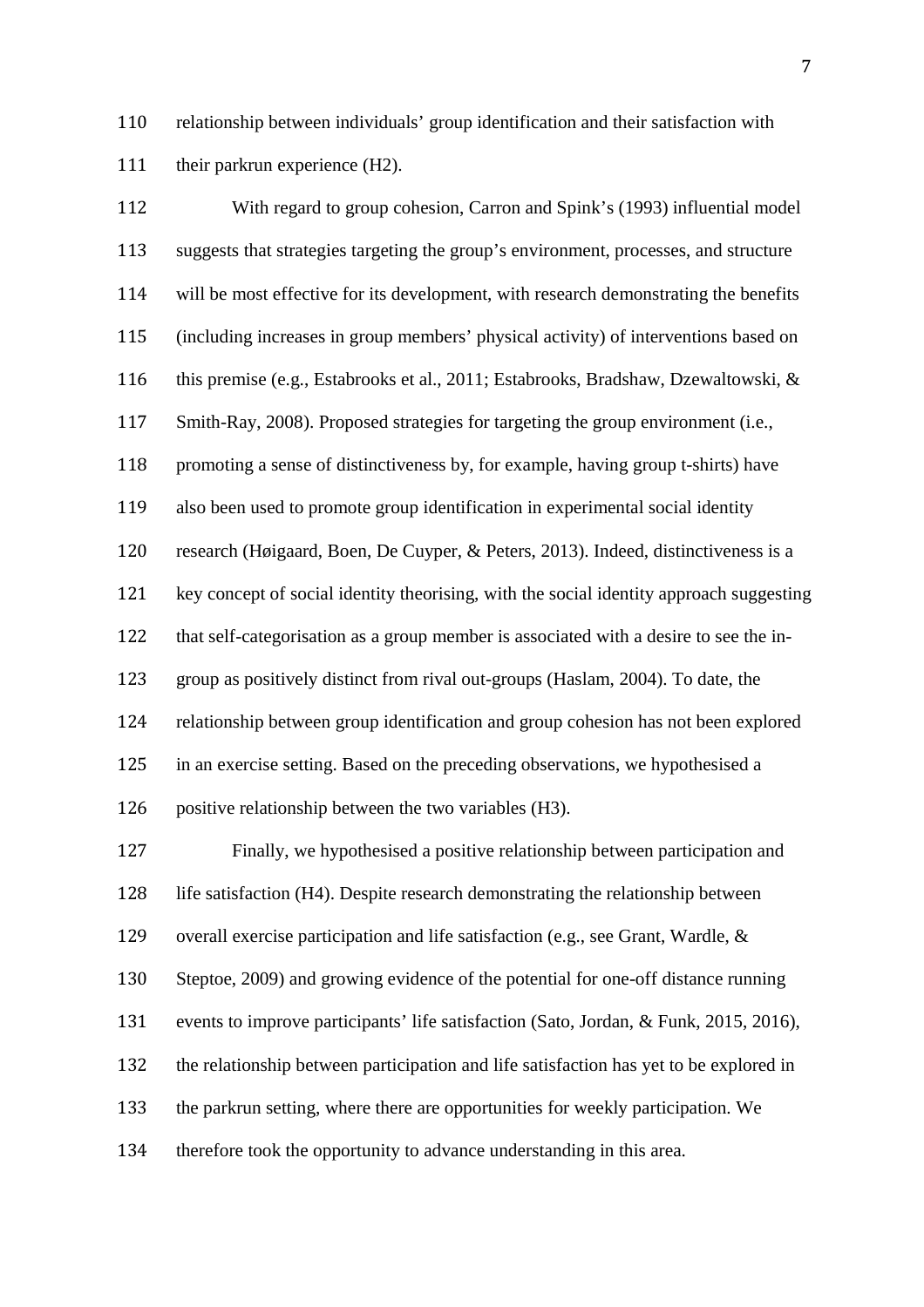relationship between individuals' group identification and their satisfaction with their parkrun experience (H2).

With regard to group cohesion, Carron and Spink's (1993) influential model suggests that strategies targeting the group's environment, processes, and structure will be most effective for its development, with research demonstrating the benefits (including increases in group members' physical activity) of interventions based on this premise (e.g., Estabrooks et al., 2011; Estabrooks, Bradshaw, Dzewaltowski, & Smith-Ray, 2008). Proposed strategies for targeting the group environment (i.e., promoting a sense of distinctiveness by, for example, having group t-shirts) have also been used to promote group identification in experimental social identity research (Høigaard, Boen, De Cuyper, & Peters, 2013). Indeed, distinctiveness is a key concept of social identity theorising, with the social identity approach suggesting that self-categorisation as a group member is associated with a desire to see the in-group as positively distinct from rival out-groups (Haslam, 2004). To date, the relationship between group identification and group cohesion has not been explored in an exercise setting. Based on the preceding observations, we hypothesised a positive relationship between the two variables (H3).

Finally, we hypothesised a positive relationship between participation and life satisfaction (H4). Despite research demonstrating the relationship between overall exercise participation and life satisfaction (e.g., see Grant, Wardle, & Steptoe, 2009) and growing evidence of the potential for one-off distance running events to improve participants' life satisfaction (Sato, Jordan, & Funk, 2015, 2016), the relationship between participation and life satisfaction has yet to be explored in the parkrun setting, where there are opportunities for weekly participation. We therefore took the opportunity to advance understanding in this area.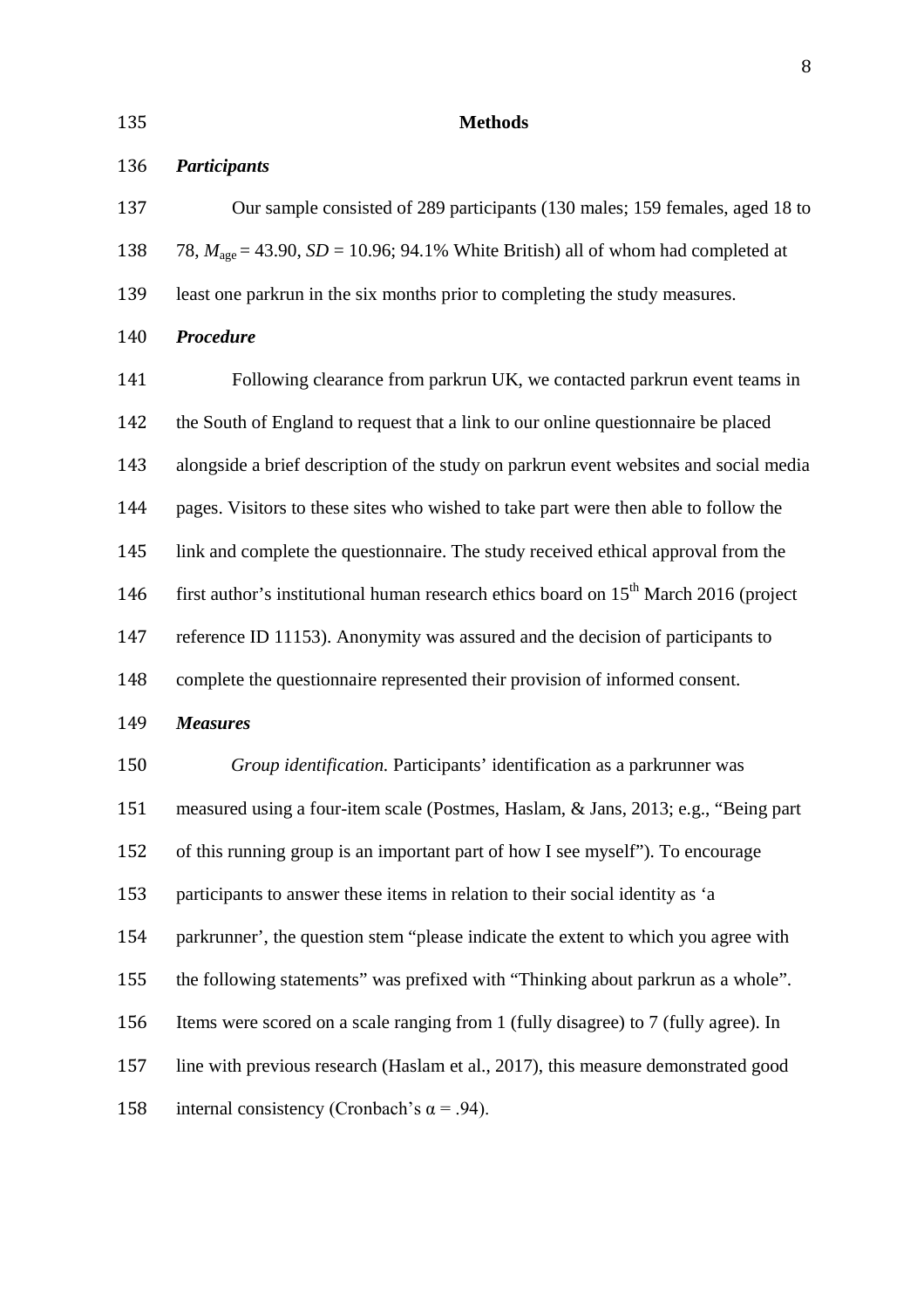## Methods

### *Participants*

Our sample consisted of 289 participants (130 males; 159 females, aged 18 to 78, $M_{age}$ = 43.90, $SD$ = 10.96; 94.1% White British) all of whom had completed at least one parkrun in the six months prior to completing the study measures.

### *Procedure*

Following clearance from parkrun UK, we contacted parkrun event teams in the South of England to request that a link to our online questionnaire be placed alongside a brief description of the study on parkrun event websites and social media pages. Visitors to these sites who wished to take part were then able to follow the link and complete the questionnaire. The study received ethical approval from the first author's institutional human research ethics board on 15th March 2016 (project reference ID 11153). Anonymity was assured and the decision of participants to complete the questionnaire represented their provision of informed consent.

### *Measures*

*Group identification.* Participants' identification as a parkrunner was measured using a four-item scale (Postmes, Haslam, & Jans, 2013; e.g., "Being part of this running group is an important part of how I see myself"). To encourage participants to answer these items in relation to their social identity as 'a parkrunner', the question stem "please indicate the extent to which you agree with the following statements" was prefixed with "Thinking about parkrun as a whole". Items were scored on a scale ranging from 1 (fully disagree) to 7 (fully agree). In line with previous research (Haslam et al., 2017), this measure demonstrated good internal consistency (Cronbach's $\alpha$ = .94).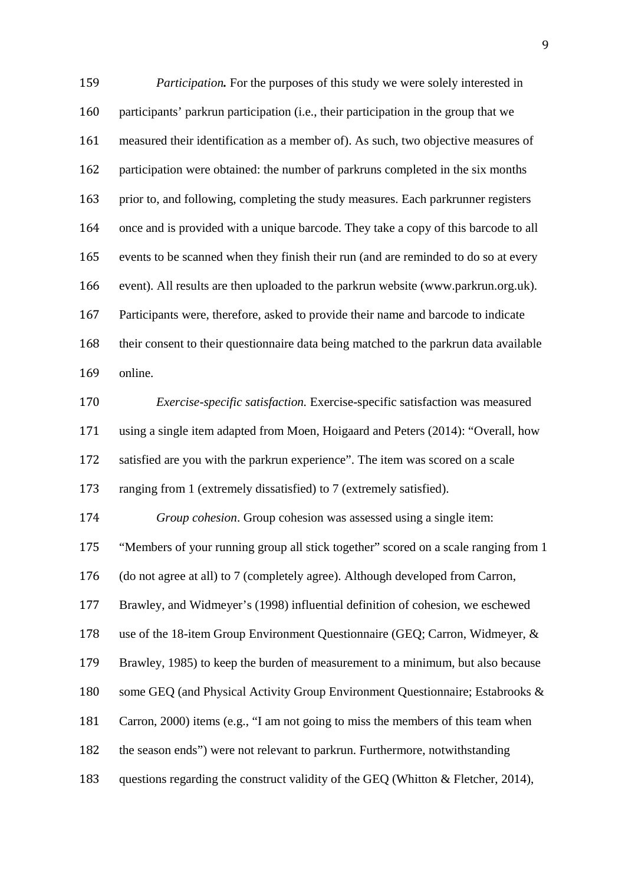*Participation.* For the purposes of this study we were solely interested in participants' parkrun participation (i.e., their participation in the group that we measured their identification as a member of). As such, two objective measures of participation were obtained: the number of parkruns completed in the six months prior to, and following, completing the study measures. Each parkrunner registers once and is provided with a unique barcode. They take a copy of this barcode to all events to be scanned when they finish their run (and are reminded to do so at every event). All results are then uploaded to the parkrun website (www.parkrun.org.uk). Participants were, therefore, asked to provide their name and barcode to indicate their consent to their questionnaire data being matched to the parkrun data available online.

*Exercise-specific satisfaction.* Exercise-specific satisfaction was measured using a single item adapted from Moen, Hoigaard and Peters (2014): "Overall, how satisfied are you with the parkrun experience". The item was scored on a scale ranging from 1 (extremely dissatisfied) to 7 (extremely satisfied).

*Group cohesion*. Group cohesion was assessed using a single item: "Members of your running group all stick together" scored on a scale ranging from 1 (do not agree at all) to 7 (completely agree). Although developed from Carron, Brawley, and Widmeyer's (1998) influential definition of cohesion, we eschewed use of the 18-item Group Environment Questionnaire (GEQ; Carron, Widmeyer, & Brawley, 1985) to keep the burden of measurement to a minimum, but also because some GEQ (and Physical Activity Group Environment Questionnaire; Estabrooks & Carron, 2000) items (e.g., "I am not going to miss the members of this team when the season ends") were not relevant to parkrun. Furthermore, notwithstanding questions regarding the construct validity of the GEQ (Whitton & Fletcher, 2014),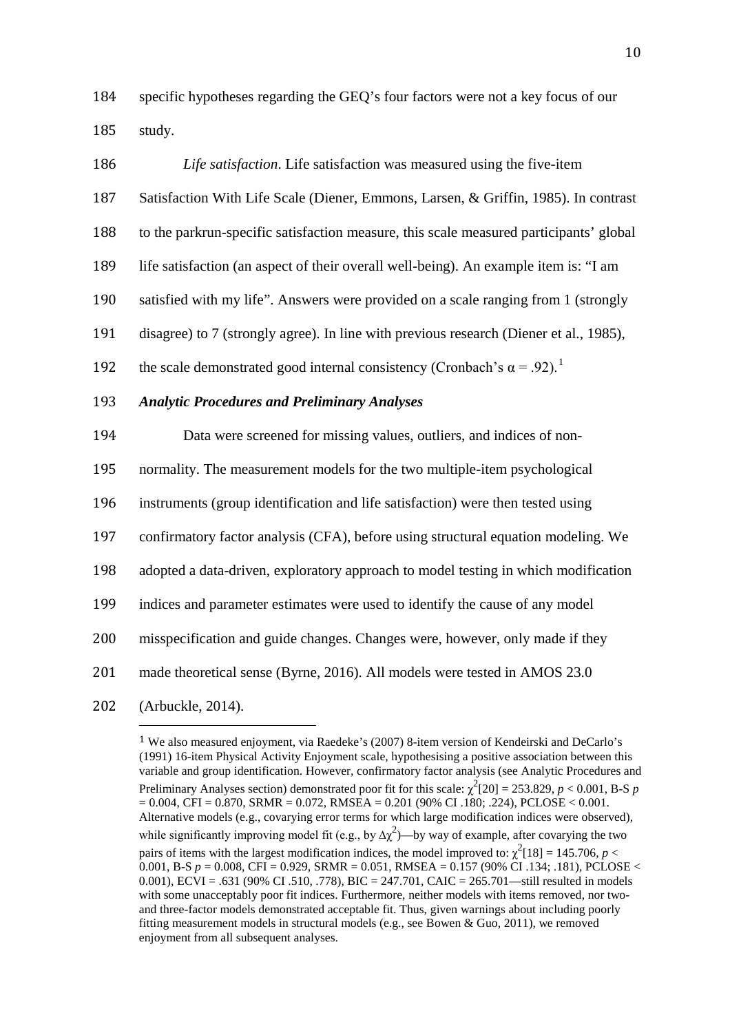specific hypotheses regarding the GEQ's four factors were not a key focus of our study.

*Life satisfaction*. Life satisfaction was measured using the five-item Satisfaction With Life Scale (Diener, Emmons, Larsen, & Griffin, 1985). In contrast to the parkrun-specific satisfaction measure, this scale measured participants' global life satisfaction (an aspect of their overall well-being). An example item is: "I am satisfied with my life". Answers were provided on a scale ranging from 1 (strongly disagree) to 7 (strongly agree). In line with previous research (Diener et al., 1985), the scale demonstrated good internal consistency (Cronbach's $\alpha = .92$).[1]

### ***Analytic Procedures and Preliminary Analyses***

Data were screened for missing values, outliers, and indices of non-normality. The measurement models for the two multiple-item psychological instruments (group identification and life satisfaction) were then tested using confirmatory factor analysis (CFA), before using structural equation modeling. We adopted a data-driven, exploratory approach to model testing in which modification indices and parameter estimates were used to identify the cause of any model misspecification and guide changes. Changes were, however, only made if they made theoretical sense (Byrne, 2016). All models were tested in AMOS 23.0 (Arbuckle, 2014).

[1] We also measured enjoyment, via Raedeke's (2007) 8-item version of Kendeirski and DeCarlo's (1991) 16-item Physical Activity Enjoyment scale, hypothesising a positive association between this variable and group identification. However, confirmatory factor analysis (see Analytic Procedures and Preliminary Analyses section) demonstrated poor fit for this scale: $\chi^2[20] = 253.829$, $p < 0.001$, B-S $p = 0.004$, CFI = 0.870, SRMR = 0.072, RMSEA = 0.201 (90% CI .180; .224), PCLOSE < 0.001. Alternative models (e.g., covarying error terms for which large modification indices were observed), while significantly improving model fit (e.g., by $\Delta\chi^2$)—by way of example, after covarying the two pairs of items with the largest modification indices, the model improved to: $\chi^2[18] = 145.706$, $p < 0.001$, B-S $p = 0.008$, CFI = 0.929, SRMR = 0.051, RMSEA = 0.157 (90% CI .134; .181), PCLOSE < 0.001), ECVI = .631 (90% CI .510, .778), BIC = 247.701, CAIC = 265.701—still resulted in models with some unacceptably poor fit indices. Furthermore, neither models with items removed, nor two- and three-factor models demonstrated acceptable fit. Thus, given warnings about including poorly fitting measurement models in structural models (e.g., see Bowen & Guo, 2011), we removed enjoyment from all subsequent analyses.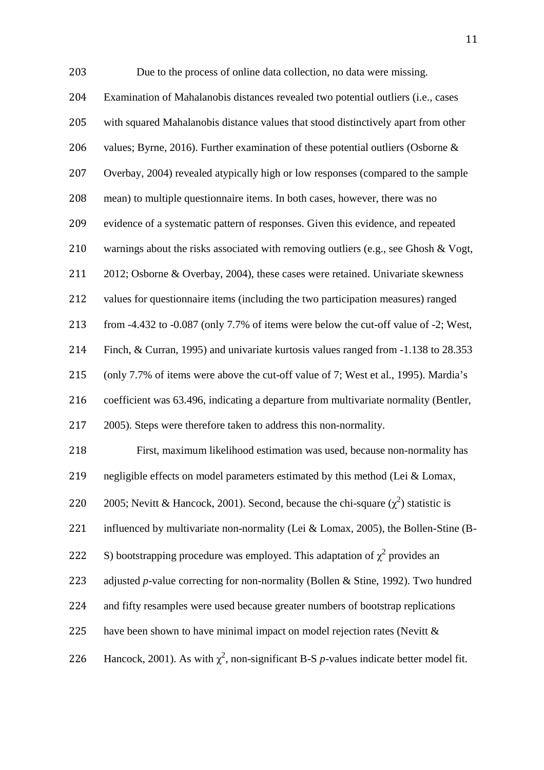Due to the process of online data collection, no data were missing. Examination of Mahalanobis distances revealed two potential outliers (i.e., cases with squared Mahalanobis distance values that stood distinctively apart from other values; Byrne, 2016). Further examination of these potential outliers (Osborne & Overbay, 2004) revealed atypically high or low responses (compared to the sample mean) to multiple questionnaire items. In both cases, however, there was no evidence of a systematic pattern of responses. Given this evidence, and repeated warnings about the risks associated with removing outliers (e.g., see Ghosh & Vogt, 2012; Osborne & Overbay, 2004), these cases were retained. Univariate skewness values for questionnaire items (including the two participation measures) ranged from -4.432 to -0.087 (only 7.7% of items were below the cut-off value of -2; West, Finch, & Curran, 1995) and univariate kurtosis values ranged from -1.138 to 28.353 (only 7.7% of items were above the cut-off value of 7; West et al., 1995). Mardia's coefficient was 63.496, indicating a departure from multivariate normality (Bentler, 2005). Steps were therefore taken to address this non-normality.

First, maximum likelihood estimation was used, because non-normality has negligible effects on model parameters estimated by this method (Lei & Lomax, 2005; Nevitt & Hancock, 2001). Second, because the chi-square ($\chi^2$) statistic is influenced by multivariate non-normality (Lei & Lomax, 2005), the Bollen-Stine (B-S) bootstrapping procedure was employed. This adaptation of $\chi^2$ provides an adjusted *p*-value correcting for non-normality (Bollen & Stine, 1992). Two hundred and fifty resamples were used because greater numbers of bootstrap replications have been shown to have minimal impact on model rejection rates (Nevitt & Hancock, 2001). As with $\chi^2$, non-significant B-S *p*-values indicate better model fit.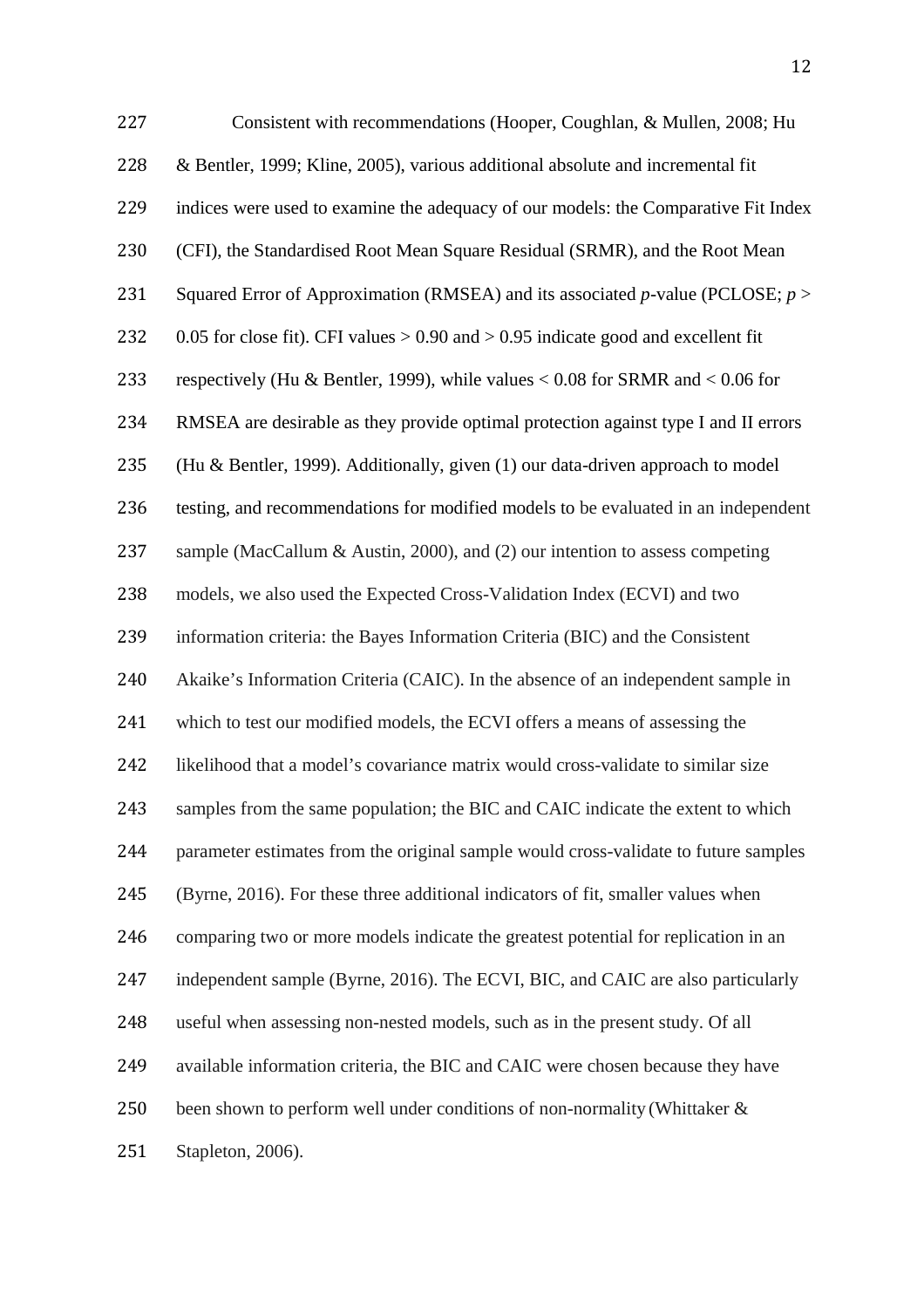Consistent with recommendations (Hooper, Coughlan, & Mullen, 2008; Hu & Bentler, 1999; Kline, 2005), various additional absolute and incremental fit indices were used to examine the adequacy of our models: the Comparative Fit Index (CFI), the Standardised Root Mean Square Residual (SRMR), and the Root Mean Squared Error of Approximation (RMSEA) and its associated *p*-value (PCLOSE; $p > 0.05$ for close fit). CFI values $> 0.90$ and $> 0.95$ indicate good and excellent fit respectively (Hu & Bentler, 1999), while values $< 0.08$ for SRMR and $< 0.06$ for RMSEA are desirable as they provide optimal protection against type I and II errors (Hu & Bentler, 1999). Additionally, given (1) our data-driven approach to model testing, and recommendations for modified models to be evaluated in an independent sample (MacCallum & Austin, 2000), and (2) our intention to assess competing models, we also used the Expected Cross-Validation Index (ECVI) and two information criteria: the Bayes Information Criteria (BIC) and the Consistent Akaike's Information Criteria (CAIC). In the absence of an independent sample in which to test our modified models, the ECVI offers a means of assessing the likelihood that a model's covariance matrix would cross-validate to similar size samples from the same population; the BIC and CAIC indicate the extent to which parameter estimates from the original sample would cross-validate to future samples (Byrne, 2016). For these three additional indicators of fit, smaller values when comparing two or more models indicate the greatest potential for replication in an independent sample (Byrne, 2016). The ECVI, BIC, and CAIC are also particularly useful when assessing non-nested models, such as in the present study. Of all available information criteria, the BIC and CAIC were chosen because they have been shown to perform well under conditions of non-normality (Whittaker & Stapleton, 2006).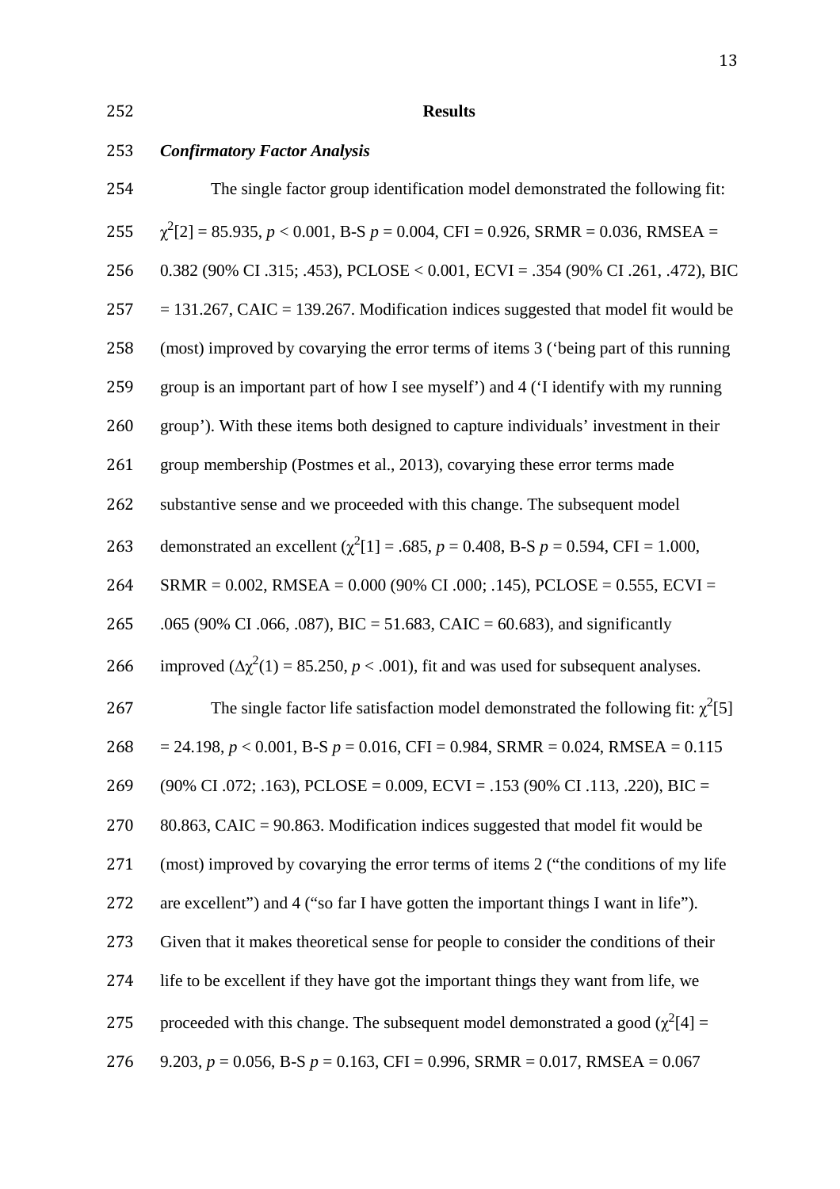**Results**

***Confirmatory Factor Analysis***

The single factor group identification model demonstrated the following fit: $\chi^2[2] = 85.935$, $p < 0.001$, B-S $p = 0.004$, CFI = 0.926, SRMR = 0.036, RMSEA = 0.382 (90% CI .315; .453), PCLOSE < 0.001, ECVI = .354 (90% CI .261, .472), BIC = 131.267, CAIC = 139.267. Modification indices suggested that model fit would be (most) improved by covarying the error terms of items 3 ('being part of this running group is an important part of how I see myself') and 4 ('I identify with my running group'). With these items both designed to capture individuals' investment in their group membership (Postmes et al., 2013), covarying these error terms made substantive sense and we proceeded with this change. The subsequent model demonstrated an excellent ($\chi^2[1] = .685$, $p = 0.408$, B-S $p = 0.594$, CFI = 1.000, SRMR = 0.002, RMSEA = 0.000 (90% CI .000; .145), PCLOSE = 0.555, ECVI = .065 (90% CI .066, .087), BIC = 51.683, CAIC = 60.683), and significantly improved ($\Delta\chi^2(1) = 85.250$, $p < .001$), fit and was used for subsequent analyses.

The single factor life satisfaction model demonstrated the following fit: $\chi^2[5] = 24.198$, $p < 0.001$, B-S $p = 0.016$, CFI = 0.984, SRMR = 0.024, RMSEA = 0.115 (90% CI .072; .163), PCLOSE = 0.009, ECVI = .153 (90% CI .113, .220), BIC = 80.863, CAIC = 90.863. Modification indices suggested that model fit would be (most) improved by covarying the error terms of items 2 ("the conditions of my life are excellent") and 4 ("so far I have gotten the important things I want in life"). Given that it makes theoretical sense for people to consider the conditions of their life to be excellent if they have got the important things they want from life, we proceeded with this change. The subsequent model demonstrated a good ($\chi^2[4] = 9.203$, $p = 0.056$, B-S $p = 0.163$, CFI = 0.996, SRMR = 0.017, RMSEA = 0.067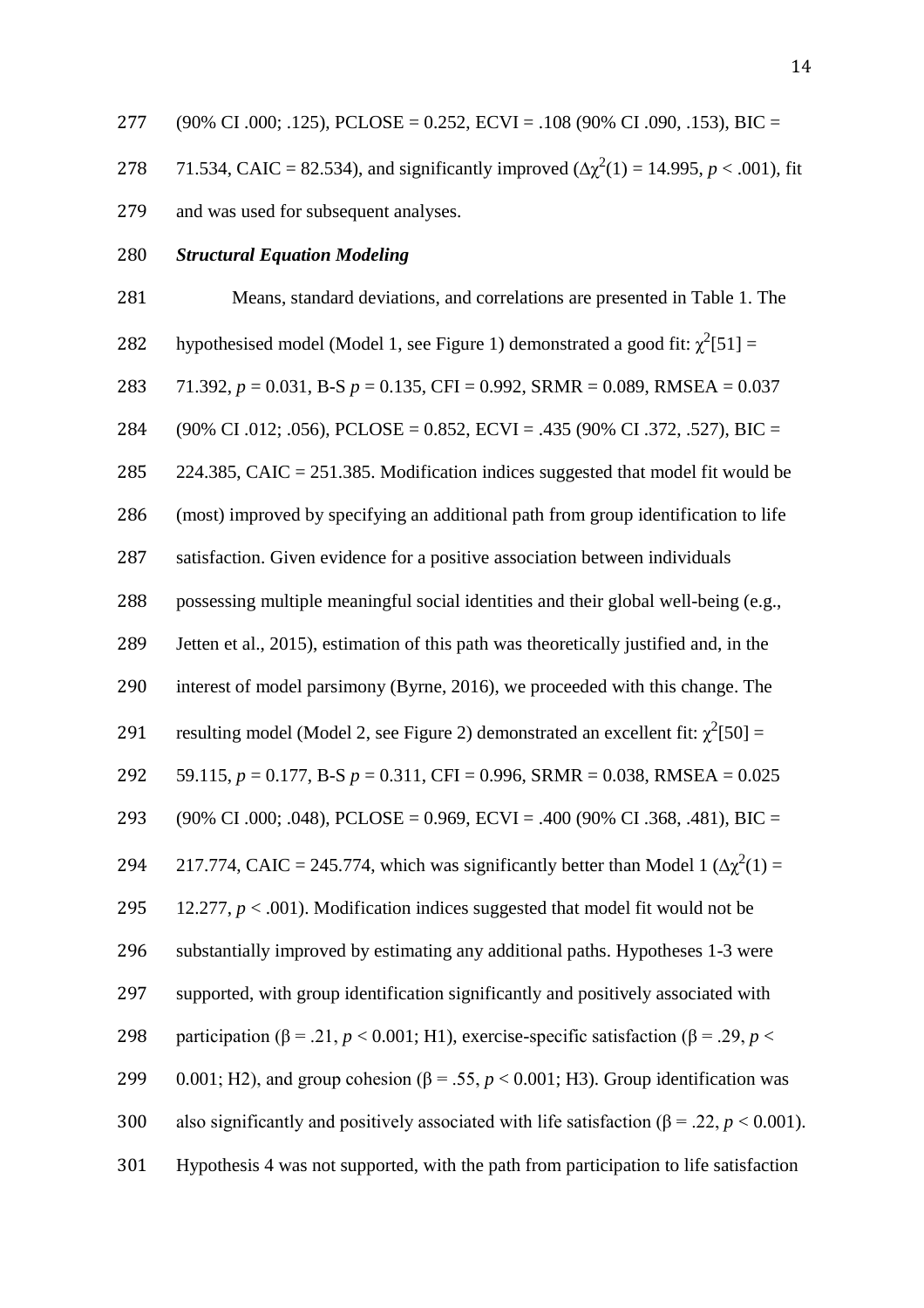(90% CI .000; .125), PCLOSE = 0.252, ECVI = .108 (90% CI .090, .153), BIC = 71.534, CAIC = 82.534), and significantly improved ($\Delta\chi^2(1) = 14.995$, $p < .001$), fit and was used for subsequent analyses.

***Structural Equation Modeling***

Means, standard deviations, and correlations are presented in Table 1. The hypothesised model (Model 1, see Figure 1) demonstrated a good fit: $\chi^2[51] = 71.392$, $p = 0.031$, B-S $p = 0.135$, CFI = 0.992, SRMR = 0.089, RMSEA = 0.037 (90% CI .012; .056), PCLOSE = 0.852, ECVI = .435 (90% CI .372, .527), BIC = 224.385, CAIC = 251.385. Modification indices suggested that model fit would be (most) improved by specifying an additional path from group identification to life satisfaction. Given evidence for a positive association between individuals possessing multiple meaningful social identities and their global well-being (e.g., Jetten et al., 2015), estimation of this path was theoretically justified and, in the interest of model parsimony (Byrne, 2016), we proceeded with this change. The resulting model (Model 2, see Figure 2) demonstrated an excellent fit: $\chi^2[50] = 59.115$, $p = 0.177$, B-S $p = 0.311$, CFI = 0.996, SRMR = 0.038, RMSEA = 0.025 (90% CI .000; .048), PCLOSE = 0.969, ECVI = .400 (90% CI .368, .481), BIC = 217.774, CAIC = 245.774, which was significantly better than Model 1 ($\Delta\chi^2(1) = 12.277$, $p < .001$). Modification indices suggested that model fit would not be substantially improved by estimating any additional paths. Hypotheses 1-3 were supported, with group identification significantly and positively associated with participation ($\beta = .21$, $p < 0.001$; H1), exercise-specific satisfaction ($\beta = .29$, $p < 0.001$; H2), and group cohesion ($\beta = .55$, $p < 0.001$; H3). Group identification was also significantly and positively associated with life satisfaction ($\beta = .22$, $p < 0.001$). Hypothesis 4 was not supported, with the path from participation to life satisfaction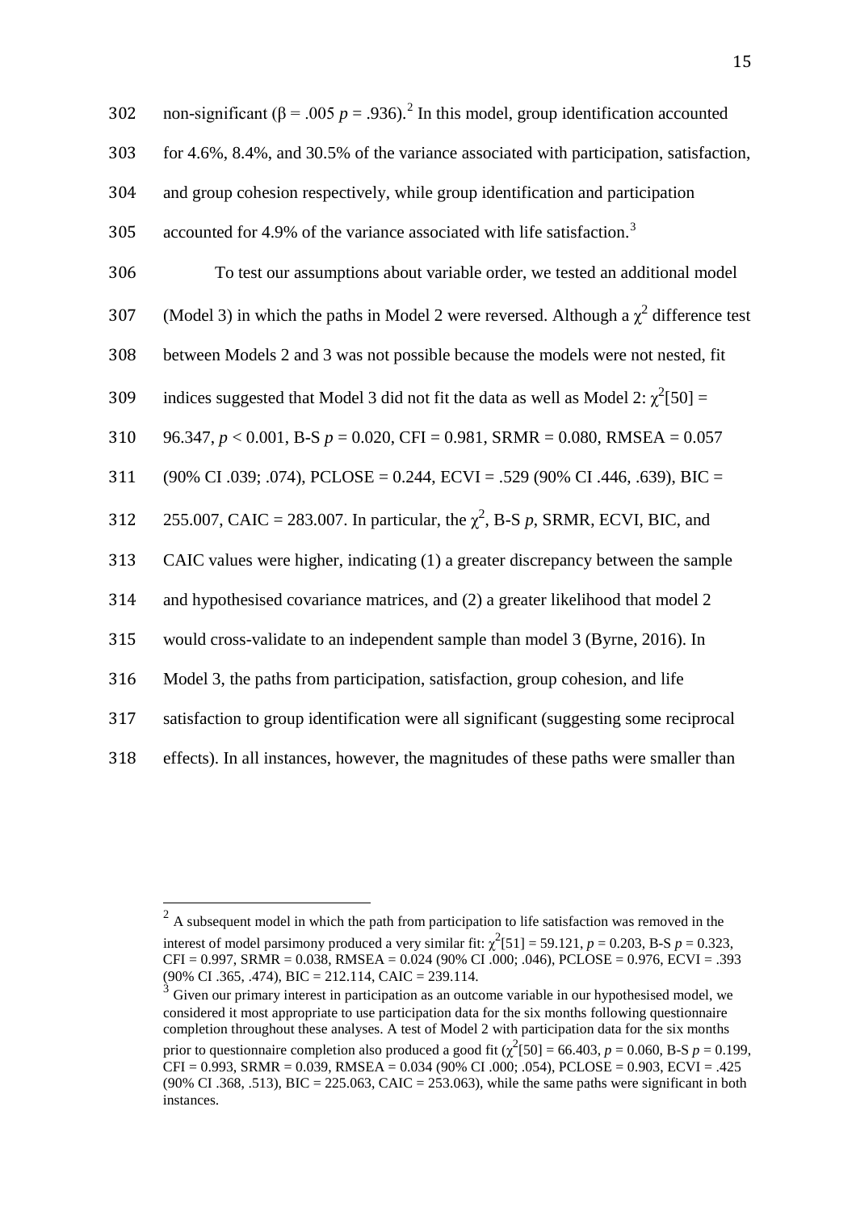non-significant ($\beta = .005$ $p = .936$).[2] In this model, group identification accounted for 4.6%, 8.4%, and 30.5% of the variance associated with participation, satisfaction, and group cohesion respectively, while group identification and participation accounted for 4.9% of the variance associated with life satisfaction.[3]

To test our assumptions about variable order, we tested an additional model (Model 3) in which the paths in Model 2 were reversed. Although a $\chi^2$ difference test between Models 2 and 3 was not possible because the models were not nested, fit indices suggested that Model 3 did not fit the data as well as Model 2: $\chi^2[50] = 96.347$, $p < 0.001$, B-S $p = 0.020$, CFI = 0.981, SRMR = 0.080, RMSEA = 0.057 (90% CI .039; .074), PCLOSE = 0.244, ECVI = .529 (90% CI .446, .639), BIC = 255.007, CAIC = 283.007. In particular, the $\chi^2$, B-S $p$, SRMR, ECVI, BIC, and CAIC values were higher, indicating (1) a greater discrepancy between the sample and hypothesised covariance matrices, and (2) a greater likelihood that model 2 would cross-validate to an independent sample than model 3 (Byrne, 2016). In Model 3, the paths from participation, satisfaction, group cohesion, and life satisfaction to group identification were all significant (suggesting some reciprocal effects). In all instances, however, the magnitudes of these paths were smaller than

[2] A subsequent model in which the path from participation to life satisfaction was removed in the interest of model parsimony produced a very similar fit: $\chi^2[51] = 59.121$, $p = 0.203$, B-S $p = 0.323$, CFI = 0.997, SRMR = 0.038, RMSEA = 0.024 (90% CI .000; .046), PCLOSE = 0.976, ECVI = .393 (90% CI .365, .474), BIC = 212.114, CAIC = 239.114.

[3] Given our primary interest in participation as an outcome variable in our hypothesised model, we considered it most appropriate to use participation data for the six months following questionnaire completion throughout these analyses. A test of Model 2 with participation data for the six months prior to questionnaire completion also produced a good fit ($\chi^2[50] = 66.403$, $p = 0.060$, B-S $p = 0.199$, CFI = 0.993, SRMR = 0.039, RMSEA = 0.034 (90% CI .000; .054), PCLOSE = 0.903, ECVI = .425 (90% CI .368, .513), BIC = 225.063, CAIC = 253.063), while the same paths were significant in both instances.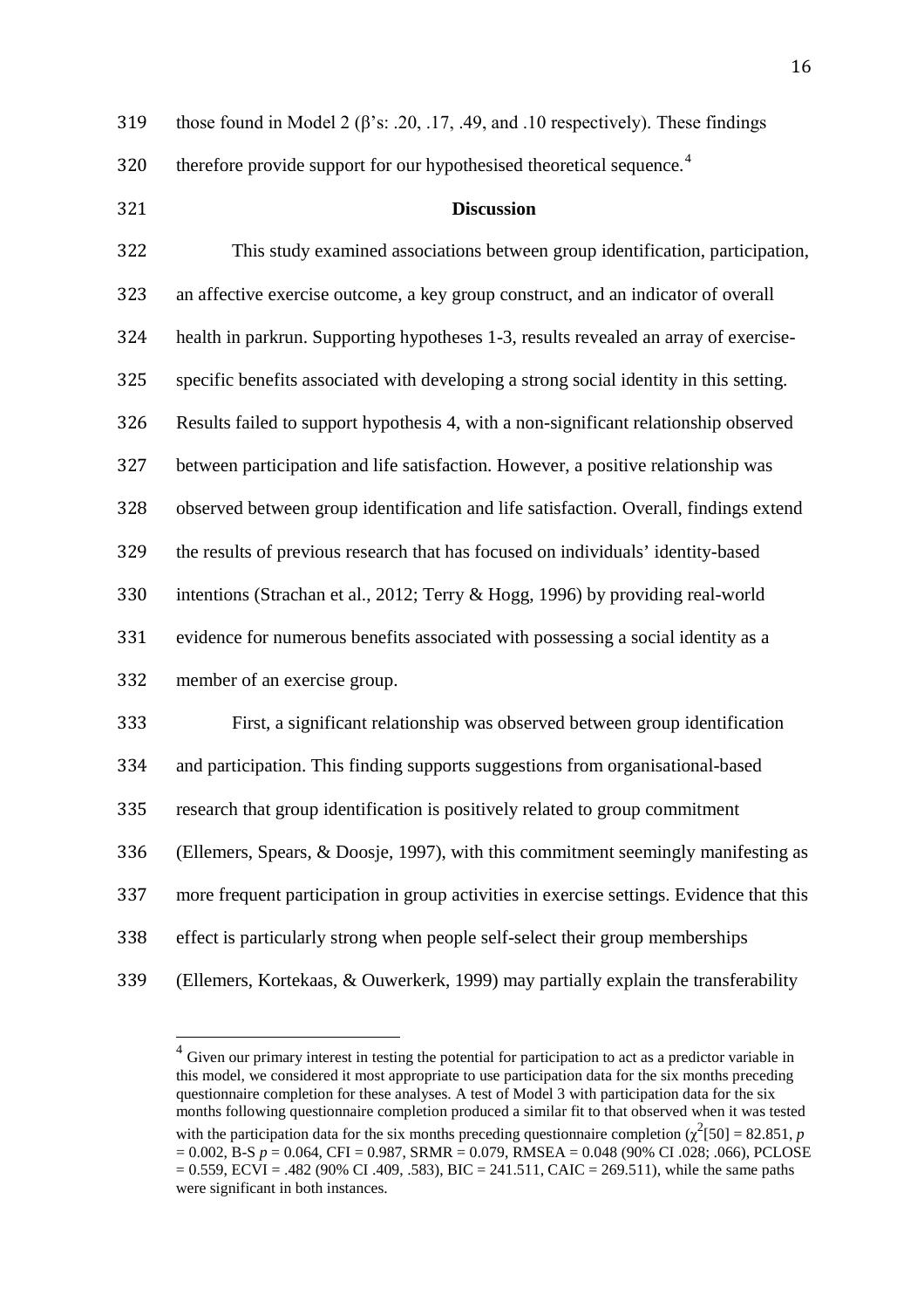those found in Model 2 (β's: .20, .17, .49, and .10 respectively). These findings therefore provide support for our hypothesised theoretical sequence.[4]

## Discussion

This study examined associations between group identification, participation, an affective exercise outcome, a key group construct, and an indicator of overall health in parkrun. Supporting hypotheses 1-3, results revealed an array of exercise-specific benefits associated with developing a strong social identity in this setting. Results failed to support hypothesis 4, with a non-significant relationship observed between participation and life satisfaction. However, a positive relationship was observed between group identification and life satisfaction. Overall, findings extend the results of previous research that has focused on individuals' identity-based intentions (Strachan et al., 2012; Terry & Hogg, 1996) by providing real-world evidence for numerous benefits associated with possessing a social identity as a member of an exercise group.

First, a significant relationship was observed between group identification and participation. This finding supports suggestions from organisational-based research that group identification is positively related to group commitment (Ellemers, Spears, & Doosje, 1997), with this commitment seemingly manifesting as more frequent participation in group activities in exercise settings. Evidence that this effect is particularly strong when people self-select their group memberships (Ellemers, Kortekaas, & Ouwerkerk, 1999) may partially explain the transferability

---

[4] Given our primary interest in testing the potential for participation to act as a predictor variable in this model, we considered it most appropriate to use participation data for the six months preceding questionnaire completion for these analyses. A test of Model 3 with participation data for the six months following questionnaire completion produced a similar fit to that observed when it was tested with the participation data for the six months preceding questionnaire completion ($\chi^2[50] = 82.851$, $p = 0.002$, B-S $p = 0.064$, CFI = 0.987, SRMR = 0.079, RMSEA = 0.048 (90% CI .028; .066), PCLOSE = 0.559, ECVI = .482 (90% CI .409, .583), BIC = 241.511, CAIC = 269.511), while the same paths were significant in both instances.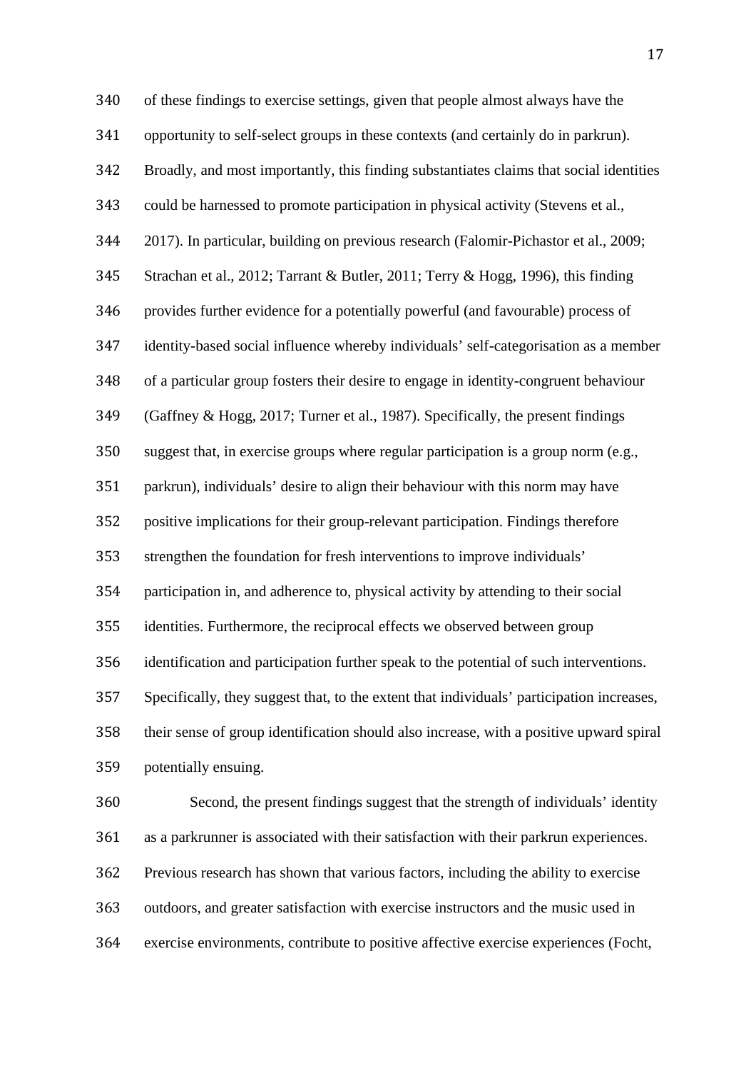of these findings to exercise settings, given that people almost always have the opportunity to self-select groups in these contexts (and certainly do in parkrun). Broadly, and most importantly, this finding substantiates claims that social identities could be harnessed to promote participation in physical activity (Stevens et al., 2017). In particular, building on previous research (Falomir-Pichastor et al., 2009; Strachan et al., 2012; Tarrant & Butler, 2011; Terry & Hogg, 1996), this finding provides further evidence for a potentially powerful (and favourable) process of identity-based social influence whereby individuals' self-categorisation as a member of a particular group fosters their desire to engage in identity-congruent behaviour (Gaffney & Hogg, 2017; Turner et al., 1987). Specifically, the present findings suggest that, in exercise groups where regular participation is a group norm (e.g., parkrun), individuals' desire to align their behaviour with this norm may have positive implications for their group-relevant participation. Findings therefore strengthen the foundation for fresh interventions to improve individuals' participation in, and adherence to, physical activity by attending to their social identities. Furthermore, the reciprocal effects we observed between group identification and participation further speak to the potential of such interventions. Specifically, they suggest that, to the extent that individuals' participation increases, their sense of group identification should also increase, with a positive upward spiral potentially ensuing.

Second, the present findings suggest that the strength of individuals' identity as a parkrunner is associated with their satisfaction with their parkrun experiences. Previous research has shown that various factors, including the ability to exercise outdoors, and greater satisfaction with exercise instructors and the music used in exercise environments, contribute to positive affective exercise experiences (Focht,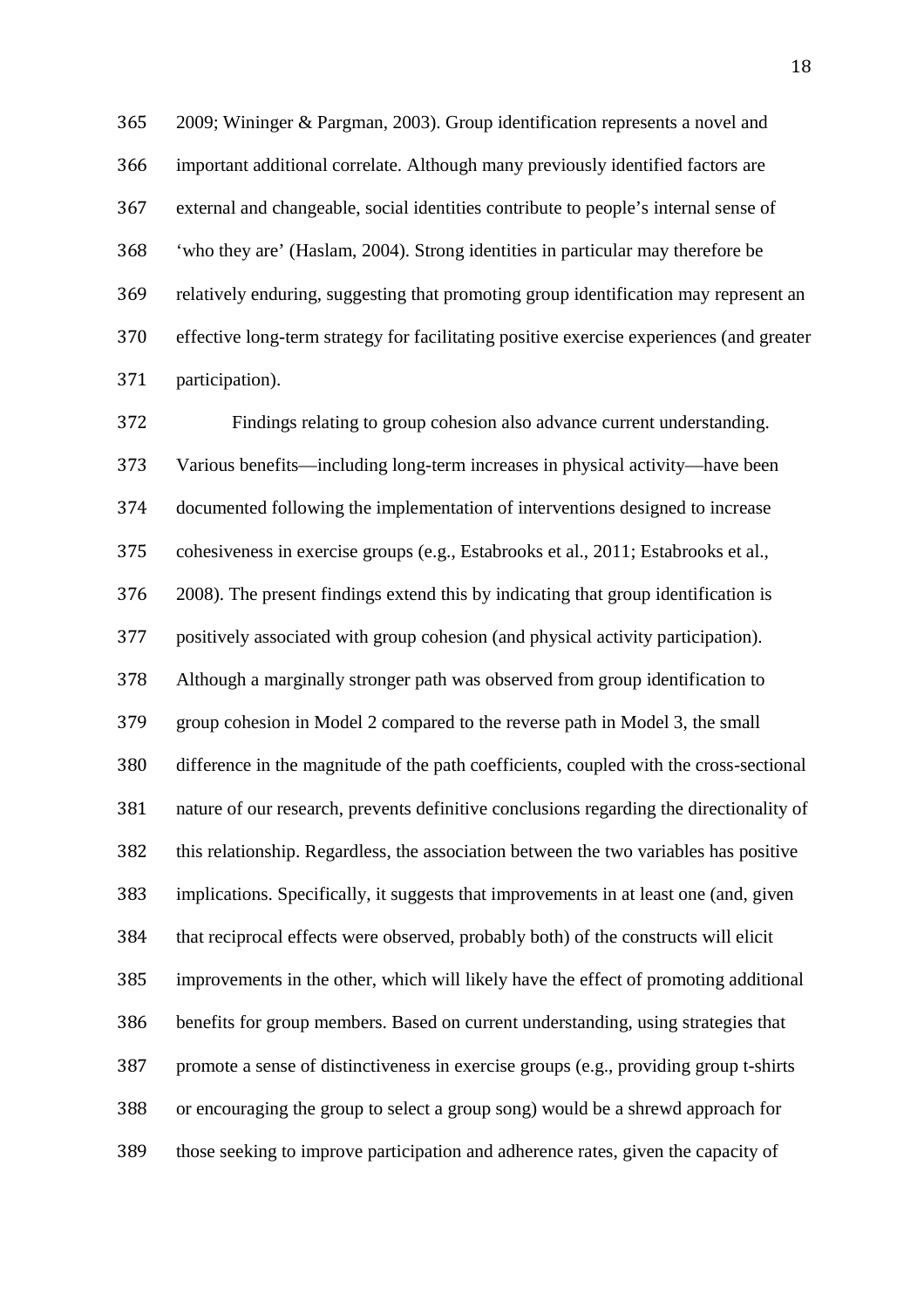2009; Wininger & Pargman, 2003). Group identification represents a novel and important additional correlate. Although many previously identified factors are external and changeable, social identities contribute to people's internal sense of 'who they are' (Haslam, 2004). Strong identities in particular may therefore be relatively enduring, suggesting that promoting group identification may represent an effective long-term strategy for facilitating positive exercise experiences (and greater participation).

Findings relating to group cohesion also advance current understanding. Various benefits—including long-term increases in physical activity—have been documented following the implementation of interventions designed to increase cohesiveness in exercise groups (e.g., Estabrooks et al., 2011; Estabrooks et al., 2008). The present findings extend this by indicating that group identification is positively associated with group cohesion (and physical activity participation). Although a marginally stronger path was observed from group identification to group cohesion in Model 2 compared to the reverse path in Model 3, the small difference in the magnitude of the path coefficients, coupled with the cross-sectional nature of our research, prevents definitive conclusions regarding the directionality of this relationship. Regardless, the association between the two variables has positive implications. Specifically, it suggests that improvements in at least one (and, given that reciprocal effects were observed, probably both) of the constructs will elicit improvements in the other, which will likely have the effect of promoting additional benefits for group members. Based on current understanding, using strategies that promote a sense of distinctiveness in exercise groups (e.g., providing group t-shirts or encouraging the group to select a group song) would be a shrewd approach for those seeking to improve participation and adherence rates, given the capacity of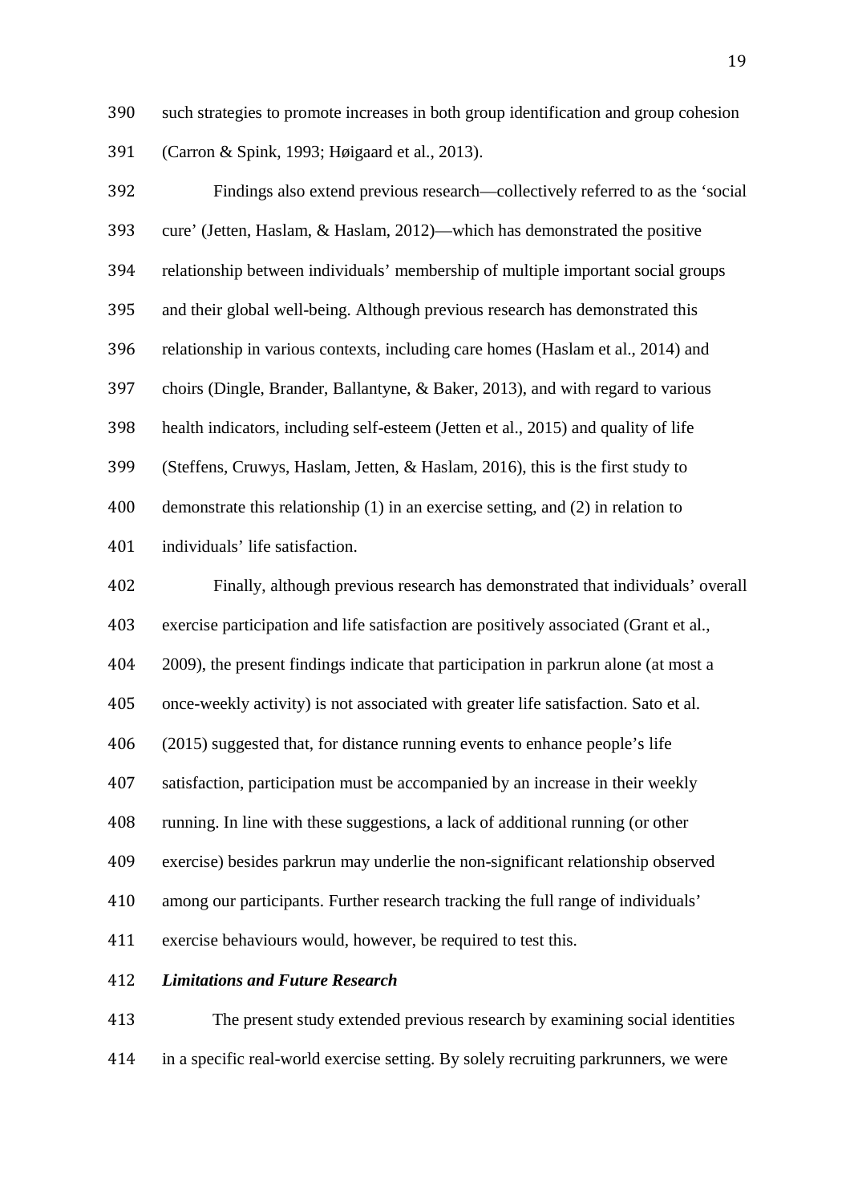such strategies to promote increases in both group identification and group cohesion (Carron & Spink, 1993; Høigaard et al., 2013).

Findings also extend previous research—collectively referred to as the 'social cure' (Jetten, Haslam, & Haslam, 2012)—which has demonstrated the positive relationship between individuals' membership of multiple important social groups and their global well-being. Although previous research has demonstrated this relationship in various contexts, including care homes (Haslam et al., 2014) and choirs (Dingle, Brander, Ballantyne, & Baker, 2013), and with regard to various health indicators, including self-esteem (Jetten et al., 2015) and quality of life (Steffens, Cruwys, Haslam, Jetten, & Haslam, 2016), this is the first study to demonstrate this relationship (1) in an exercise setting, and (2) in relation to individuals' life satisfaction.

Finally, although previous research has demonstrated that individuals' overall exercise participation and life satisfaction are positively associated (Grant et al., 2009), the present findings indicate that participation in parkrun alone (at most a once-weekly activity) is not associated with greater life satisfaction. Sato et al. (2015) suggested that, for distance running events to enhance people's life satisfaction, participation must be accompanied by an increase in their weekly running. In line with these suggestions, a lack of additional running (or other exercise) besides parkrun may underlie the non-significant relationship observed among our participants. Further research tracking the full range of individuals' exercise behaviours would, however, be required to test this.

### *Limitations and Future Research*

The present study extended previous research by examining social identities in a specific real-world exercise setting. By solely recruiting parkrunners, we were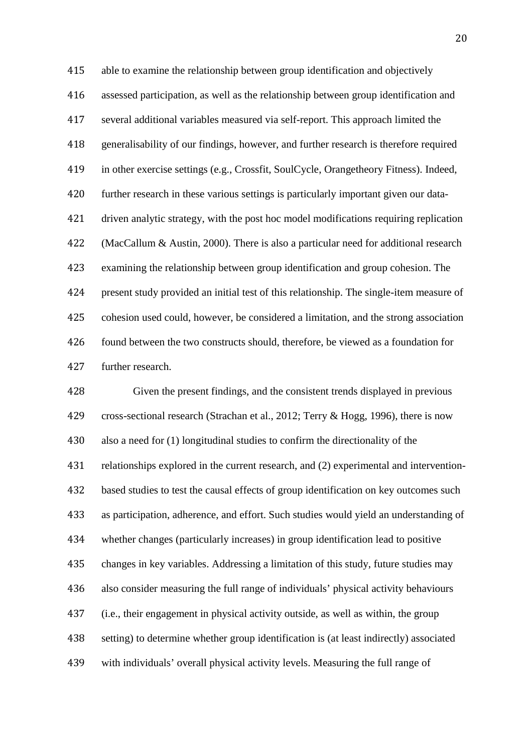able to examine the relationship between group identification and objectively assessed participation, as well as the relationship between group identification and several additional variables measured via self-report. This approach limited the generalisability of our findings, however, and further research is therefore required in other exercise settings (e.g., Crossfit, SoulCycle, Orangetheory Fitness). Indeed, further research in these various settings is particularly important given our data-driven analytic strategy, with the post hoc model modifications requiring replication (MacCallum & Austin, 2000). There is also a particular need for additional research examining the relationship between group identification and group cohesion. The present study provided an initial test of this relationship. The single-item measure of cohesion used could, however, be considered a limitation, and the strong association found between the two constructs should, therefore, be viewed as a foundation for further research.

Given the present findings, and the consistent trends displayed in previous cross-sectional research (Strachan et al., 2012; Terry & Hogg, 1996), there is now also a need for (1) longitudinal studies to confirm the directionality of the relationships explored in the current research, and (2) experimental and intervention-based studies to test the causal effects of group identification on key outcomes such as participation, adherence, and effort. Such studies would yield an understanding of whether changes (particularly increases) in group identification lead to positive changes in key variables. Addressing a limitation of this study, future studies may also consider measuring the full range of individuals' physical activity behaviours (i.e., their engagement in physical activity outside, as well as within, the group setting) to determine whether group identification is (at least indirectly) associated with individuals' overall physical activity levels. Measuring the full range of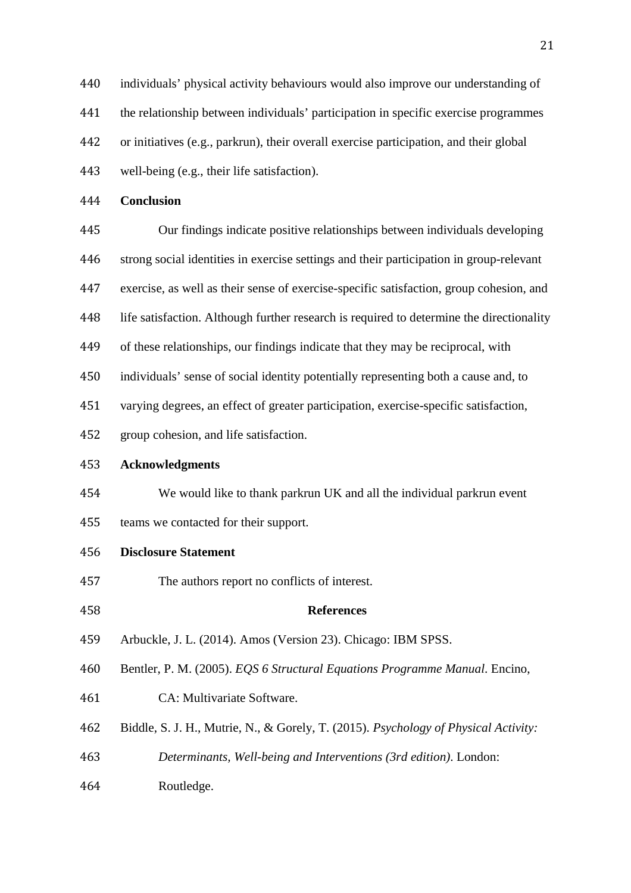individuals' physical activity behaviours would also improve our understanding of the relationship between individuals' participation in specific exercise programmes or initiatives (e.g., parkrun), their overall exercise participation, and their global well-being (e.g., their life satisfaction).

## Conclusion

Our findings indicate positive relationships between individuals developing strong social identities in exercise settings and their participation in group-relevant exercise, as well as their sense of exercise-specific satisfaction, group cohesion, and life satisfaction. Although further research is required to determine the directionality of these relationships, our findings indicate that they may be reciprocal, with individuals' sense of social identity potentially representing both a cause and, to varying degrees, an effect of greater participation, exercise-specific satisfaction, group cohesion, and life satisfaction.

## Acknowledgments

We would like to thank parkrun UK and all the individual parkrun event teams we contacted for their support.

## Disclosure Statement

The authors report no conflicts of interest.

## References

Arbuckle, J. L. (2014). Amos (Version 23). Chicago: IBM SPSS.

Bentler, P. M. (2005). *EQS 6 Structural Equations Programme Manual*. Encino, CA: Multivariate Software.

Biddle, S. J. H., Mutrie, N., & Gorely, T. (2015). *Psychology of Physical Activity: Determinants, Well-being and Interventions (3rd edition)*. London: Routledge.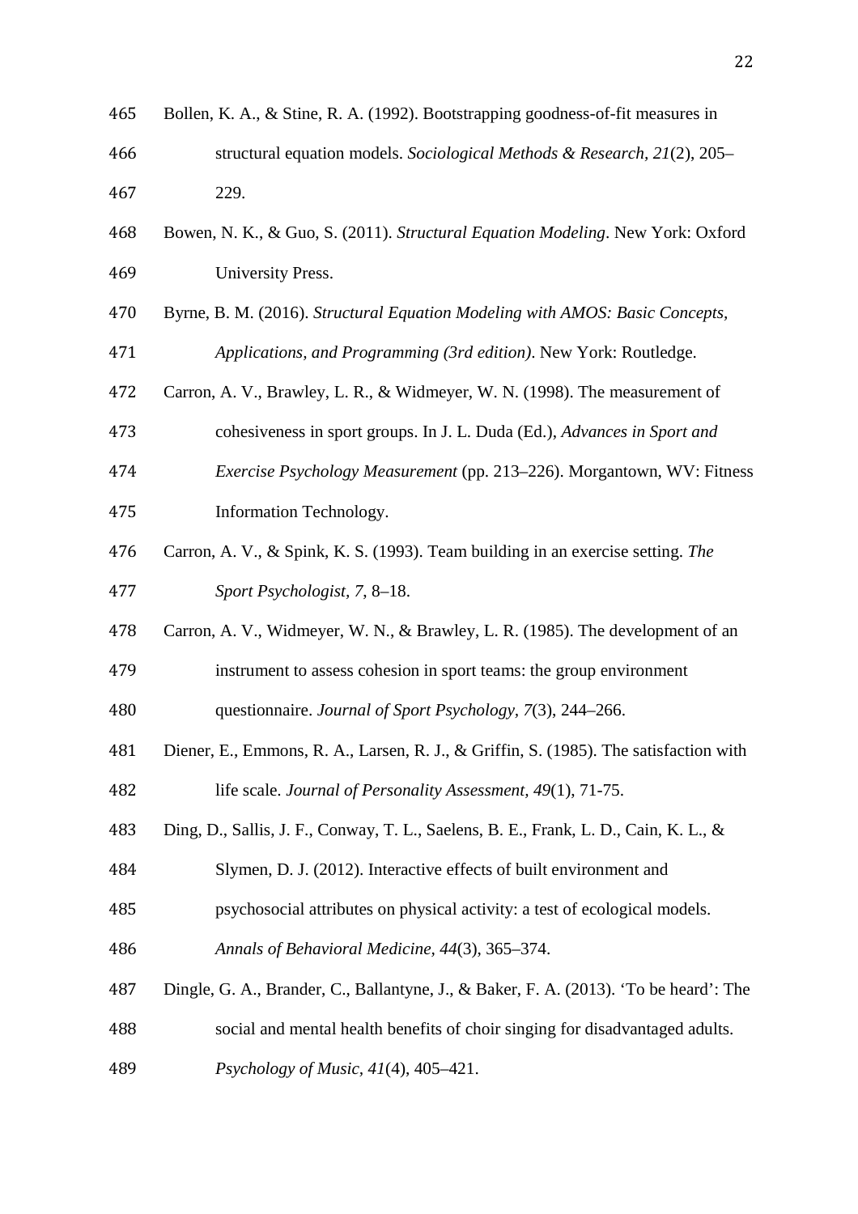Bollen, K. A., & Stine, R. A. (1992). Bootstrapping goodness-of-fit measures in structural equation models. *Sociological Methods & Research, 21*(2), 205–229.

Bowen, N. K., & Guo, S. (2011). *Structural Equation Modeling*. New York: Oxford University Press.

Byrne, B. M. (2016). *Structural Equation Modeling with AMOS: Basic Concepts, Applications, and Programming (3rd edition)*. New York: Routledge.

Carron, A. V., Brawley, L. R., & Widmeyer, W. N. (1998). The measurement of cohesiveness in sport groups. In J. L. Duda (Ed.), *Advances in Sport and Exercise Psychology Measurement* (pp. 213–226). Morgantown, WV: Fitness Information Technology.

Carron, A. V., & Spink, K. S. (1993). Team building in an exercise setting. *The Sport Psychologist, 7*, 8–18.

Carron, A. V., Widmeyer, W. N., & Brawley, L. R. (1985). The development of an instrument to assess cohesion in sport teams: the group environment questionnaire. *Journal of Sport Psychology, 7*(3), 244–266.

Diener, E., Emmons, R. A., Larsen, R. J., & Griffin, S. (1985). The satisfaction with life scale. *Journal of Personality Assessment, 49*(1), 71-75.

Ding, D., Sallis, J. F., Conway, T. L., Saelens, B. E., Frank, L. D., Cain, K. L., & Slymen, D. J. (2012). Interactive effects of built environment and psychosocial attributes on physical activity: a test of ecological models. *Annals of Behavioral Medicine, 44*(3), 365–374.

Dingle, G. A., Brander, C., Ballantyne, J., & Baker, F. A. (2013). 'To be heard': The social and mental health benefits of choir singing for disadvantaged adults. *Psychology of Music, 41*(4), 405–421.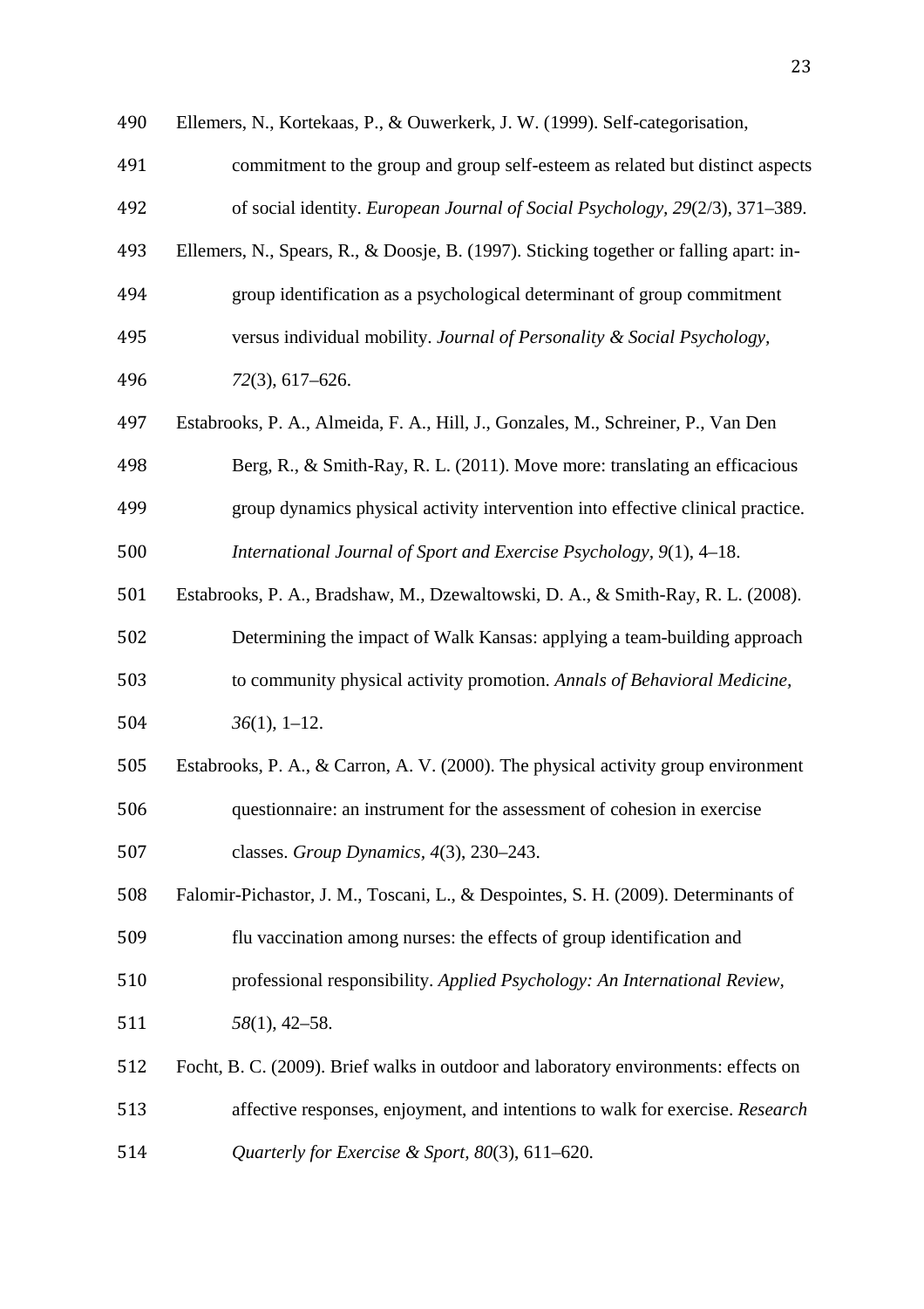Ellemers, N., Kortekaas, P., & Ouwerkerk, J. W. (1999). Self-categorisation, commitment to the group and group self-esteem as related but distinct aspects of social identity. *European Journal of Social Psychology*, *29*(2/3), 371–389.

Ellemers, N., Spears, R., & Doosje, B. (1997). Sticking together or falling apart: in-group identification as a psychological determinant of group commitment versus individual mobility. *Journal of Personality & Social Psychology*, *72*(3), 617–626.

Estabrooks, P. A., Almeida, F. A., Hill, J., Gonzales, M., Schreiner, P., Van Den Berg, R., & Smith-Ray, R. L. (2011). Move more: translating an efficacious group dynamics physical activity intervention into effective clinical practice. *International Journal of Sport and Exercise Psychology*, *9*(1), 4–18.

Estabrooks, P. A., Bradshaw, M., Dzewaltowski, D. A., & Smith-Ray, R. L. (2008). Determining the impact of Walk Kansas: applying a team-building approach to community physical activity promotion. *Annals of Behavioral Medicine*, *36*(1), 1–12.

Estabrooks, P. A., & Carron, A. V. (2000). The physical activity group environment questionnaire: an instrument for the assessment of cohesion in exercise classes. *Group Dynamics*, *4*(3), 230–243.

Falomir-Pichastor, J. M., Toscani, L., & Despointes, S. H. (2009). Determinants of flu vaccination among nurses: the effects of group identification and professional responsibility. *Applied Psychology: An International Review*, *58*(1), 42–58.

Focht, B. C. (2009). Brief walks in outdoor and laboratory environments: effects on affective responses, enjoyment, and intentions to walk for exercise. *Research Quarterly for Exercise & Sport*, *80*(3), 611–620.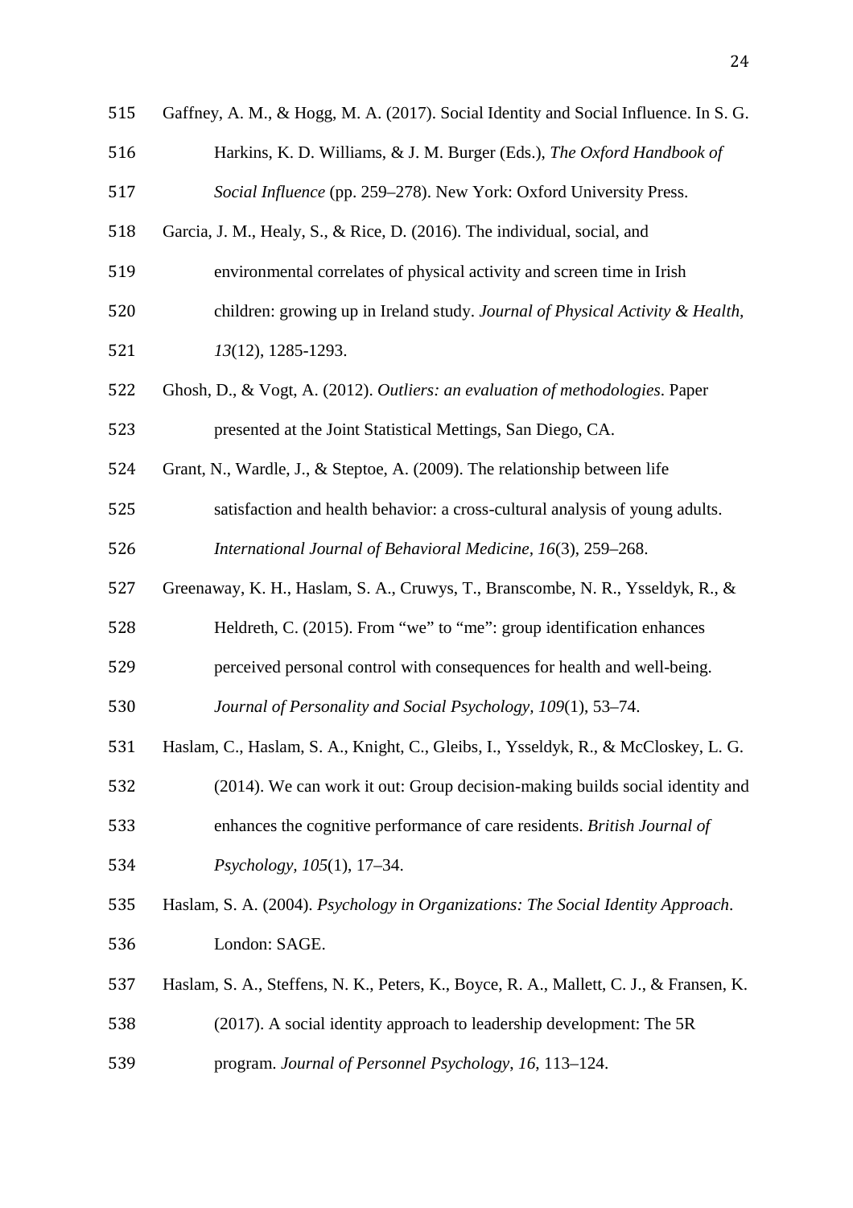Gaffney, A. M., & Hogg, M. A. (2017). Social Identity and Social Influence. In S. G. Harkins, K. D. Williams, & J. M. Burger (Eds.), *The Oxford Handbook of Social Influence* (pp. 259–278). New York: Oxford University Press.

Garcia, J. M., Healy, S., & Rice, D. (2016). The individual, social, and environmental correlates of physical activity and screen time in Irish children: growing up in Ireland study. *Journal of Physical Activity & Health*, *13*(12), 1285-1293.

Ghosh, D., & Vogt, A. (2012). *Outliers: an evaluation of methodologies*. Paper presented at the Joint Statistical Mettings, San Diego, CA.

Grant, N., Wardle, J., & Steptoe, A. (2009). The relationship between life satisfaction and health behavior: a cross-cultural analysis of young adults. *International Journal of Behavioral Medicine, 16*(3), 259–268.

Greenaway, K. H., Haslam, S. A., Cruwys, T., Branscombe, N. R., Ysseldyk, R., & Heldreth, C. (2015). From "we" to "me": group identification enhances perceived personal control with consequences for health and well-being. *Journal of Personality and Social Psychology, 109*(1), 53–74.

Haslam, C., Haslam, S. A., Knight, C., Gleibs, I., Ysseldyk, R., & McCloskey, L. G. (2014). We can work it out: Group decision-making builds social identity and enhances the cognitive performance of care residents. *British Journal of Psychology, 105*(1), 17–34.

Haslam, S. A. (2004). *Psychology in Organizations: The Social Identity Approach*. London: SAGE.

Haslam, S. A., Steffens, N. K., Peters, K., Boyce, R. A., Mallett, C. J., & Fransen, K. (2017). A social identity approach to leadership development: The 5R program. *Journal of Personnel Psychology*, *16*, 113–124.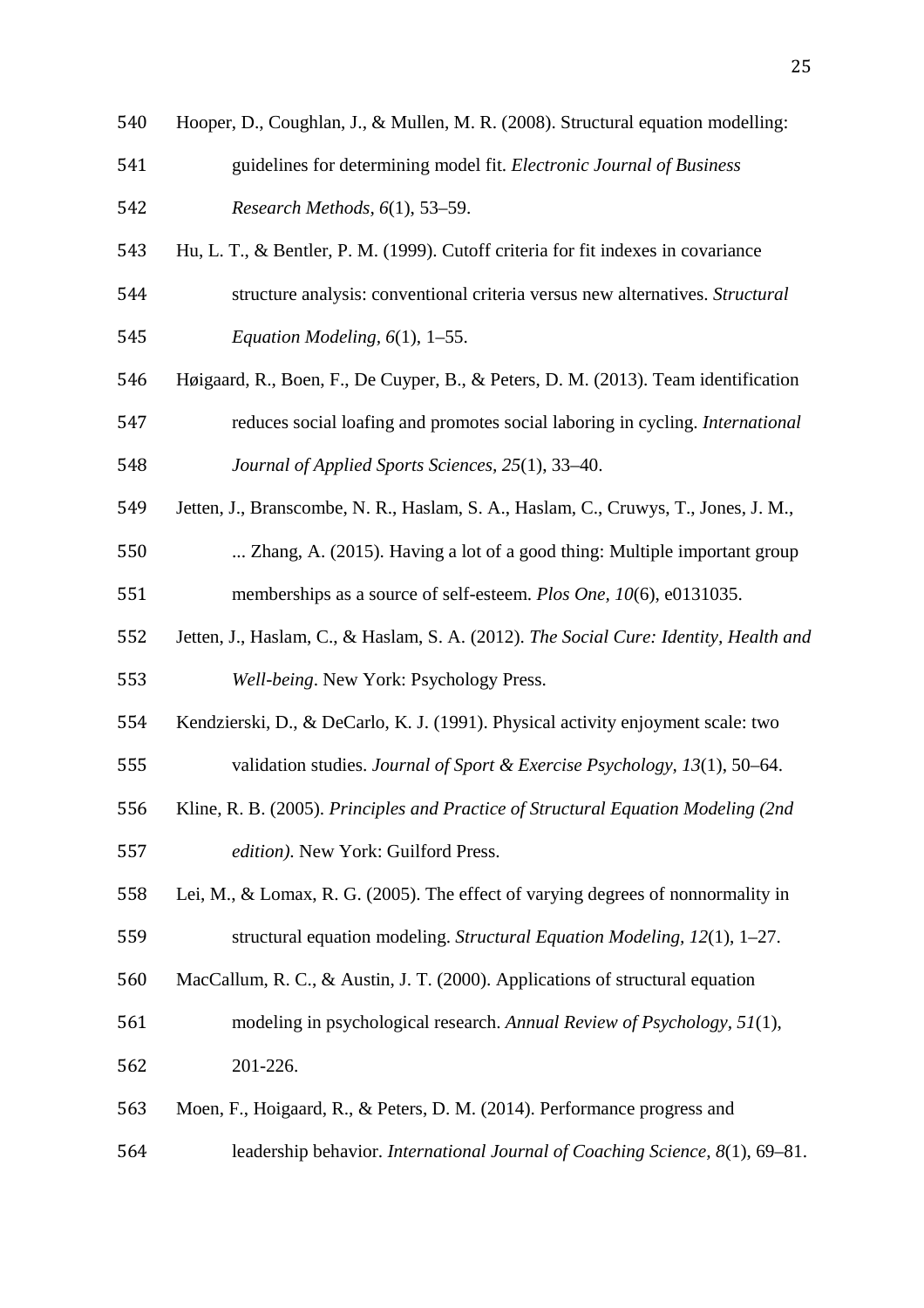Hooper, D., Coughlan, J., & Mullen, M. R. (2008). Structural equation modelling: guidelines for determining model fit. *Electronic Journal of Business Research Methods*, *6*(1), 53–59.

Hu, L. T., & Bentler, P. M. (1999). Cutoff criteria for fit indexes in covariance structure analysis: conventional criteria versus new alternatives. *Structural Equation Modeling, 6*(1), 1–55.

Høigaard, R., Boen, F., De Cuyper, B., & Peters, D. M. (2013). Team identification reduces social loafing and promotes social laboring in cycling. *International Journal of Applied Sports Sciences, 25*(1), 33–40.

Jetten, J., Branscombe, N. R., Haslam, S. A., Haslam, C., Cruwys, T., Jones, J. M., ... Zhang, A. (2015). Having a lot of a good thing: Multiple important group memberships as a source of self-esteem. *Plos One*, *10*(6), e0131035.

Jetten, J., Haslam, C., & Haslam, S. A. (2012). *The Social Cure: Identity, Health and Well-being*. New York: Psychology Press.

Kendzierski, D., & DeCarlo, K. J. (1991). Physical activity enjoyment scale: two validation studies. *Journal of Sport & Exercise Psychology, 13*(1), 50–64.

Kline, R. B. (2005). *Principles and Practice of Structural Equation Modeling (2nd edition)*. New York: Guilford Press.

Lei, M., & Lomax, R. G. (2005). The effect of varying degrees of nonnormality in structural equation modeling. *Structural Equation Modeling*, *12*(1), 1–27.

MacCallum, R. C., & Austin, J. T. (2000). Applications of structural equation modeling in psychological research. *Annual Review of Psychology*, *51*(1), 201-226.

Moen, F., Hoigaard, R., & Peters, D. M. (2014). Performance progress and leadership behavior. *International Journal of Coaching Science, 8*(1), 69–81.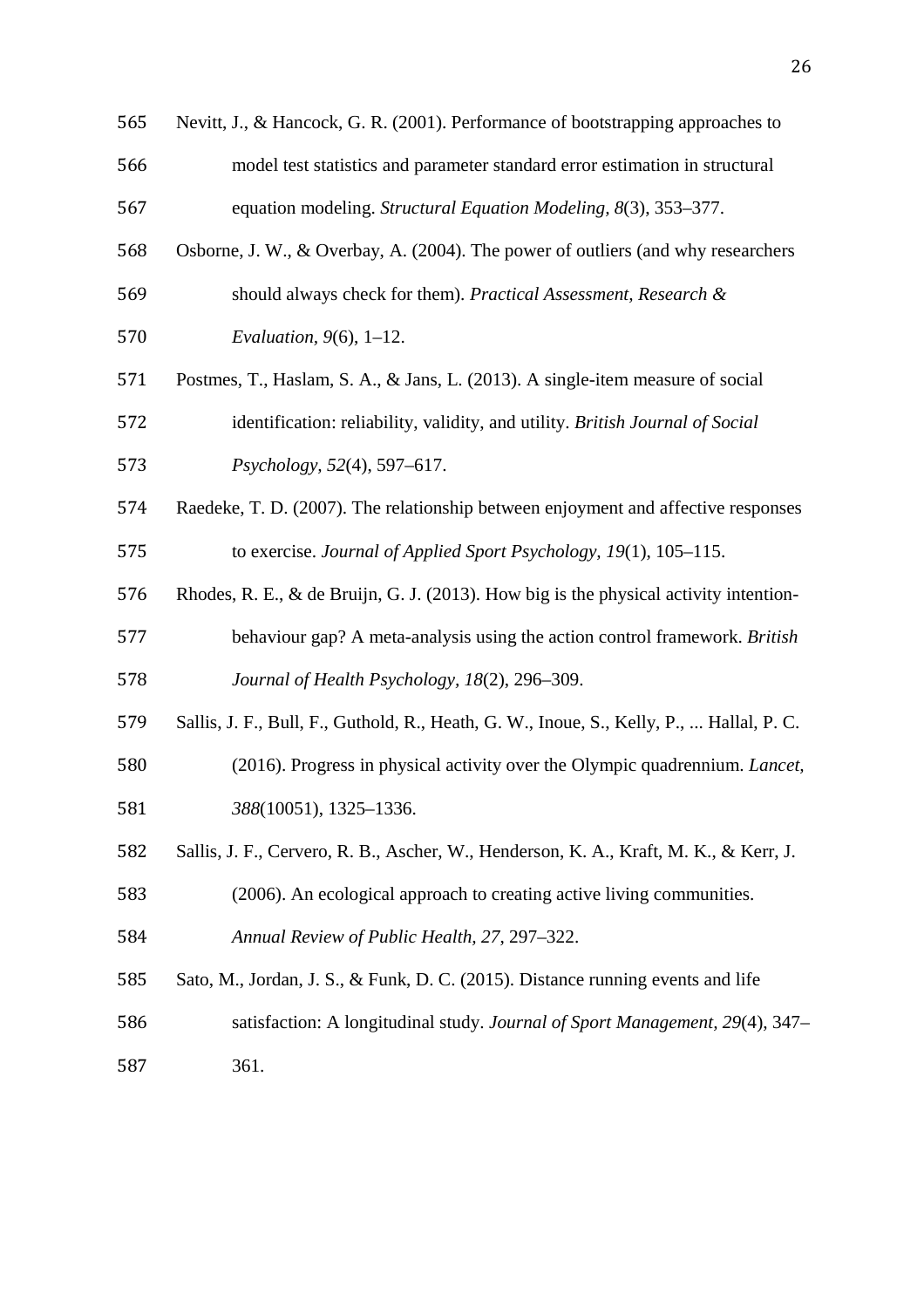Nevitt, J., & Hancock, G. R. (2001). Performance of bootstrapping approaches to model test statistics and parameter standard error estimation in structural equation modeling. *Structural Equation Modeling, 8*(3), 353–377.

Osborne, J. W., & Overbay, A. (2004). The power of outliers (and why researchers should always check for them). *Practical Assessment, Research & Evaluation*, *9*(6), 1–12.

Postmes, T., Haslam, S. A., & Jans, L. (2013). A single-item measure of social identification: reliability, validity, and utility. *British Journal of Social Psychology, 52*(4), 597–617.

Raedeke, T. D. (2007). The relationship between enjoyment and affective responses to exercise. *Journal of Applied Sport Psychology, 19*(1), 105–115.

Rhodes, R. E., & de Bruijn, G. J. (2013). How big is the physical activity intention-behaviour gap? A meta-analysis using the action control framework. *British Journal of Health Psychology, 18*(2), 296–309.

Sallis, J. F., Bull, F., Guthold, R., Heath, G. W., Inoue, S., Kelly, P., ... Hallal, P. C. (2016). Progress in physical activity over the Olympic quadrennium. *Lancet*, *388*(10051), 1325–1336.

Sallis, J. F., Cervero, R. B., Ascher, W., Henderson, K. A., Kraft, M. K., & Kerr, J. (2006). An ecological approach to creating active living communities. *Annual Review of Public Health, 27*, 297–322.

Sato, M., Jordan, J. S., & Funk, D. C. (2015). Distance running events and life satisfaction: A longitudinal study. *Journal of Sport Management, 29*(4), 347–361.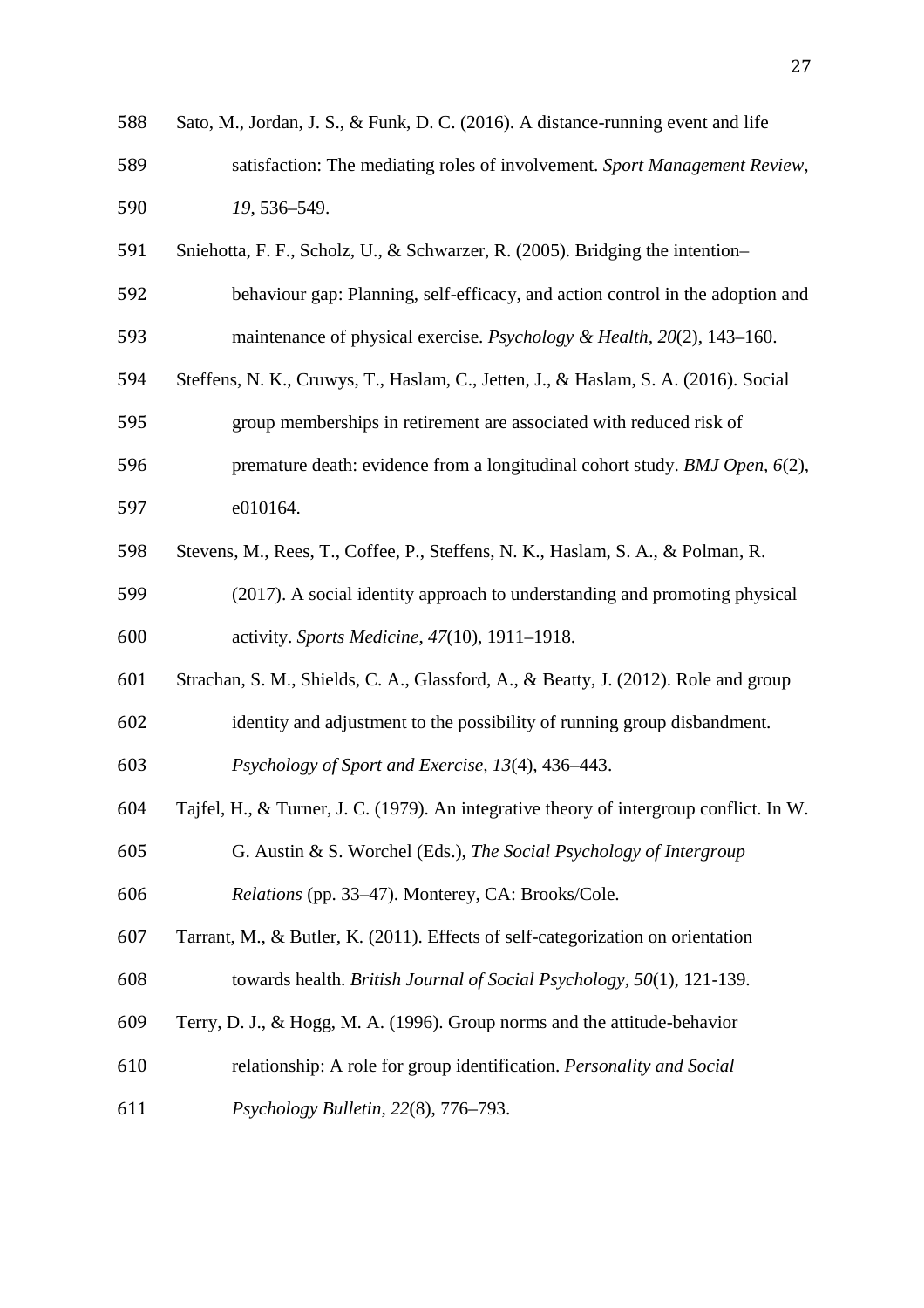Sato, M., Jordan, J. S., & Funk, D. C. (2016). A distance-running event and life satisfaction: The mediating roles of involvement. *Sport Management Review*, *19*, 536–549.

Sniehotta, F. F., Scholz, U., & Schwarzer, R. (2005). Bridging the intention–behaviour gap: Planning, self-efficacy, and action control in the adoption and maintenance of physical exercise. *Psychology & Health*, *20*(2), 143–160.

Steffens, N. K., Cruwys, T., Haslam, C., Jetten, J., & Haslam, S. A. (2016). Social group memberships in retirement are associated with reduced risk of premature death: evidence from a longitudinal cohort study. *BMJ Open*, *6*(2), e010164.

Stevens, M., Rees, T., Coffee, P., Steffens, N. K., Haslam, S. A., & Polman, R. (2017). A social identity approach to understanding and promoting physical activity. *Sports Medicine*, *47*(10), 1911–1918.

Strachan, S. M., Shields, C. A., Glassford, A., & Beatty, J. (2012). Role and group identity and adjustment to the possibility of running group disbandment. *Psychology of Sport and Exercise*, *13*(4), 436–443.

Tajfel, H., & Turner, J. C. (1979). An integrative theory of intergroup conflict. In W. G. Austin & S. Worchel (Eds.), *The Social Psychology of Intergroup Relations* (pp. 33–47). Monterey, CA: Brooks/Cole.

Tarrant, M., & Butler, K. (2011). Effects of self-categorization on orientation towards health. *British Journal of Social Psychology*, *50*(1), 121-139.

Terry, D. J., & Hogg, M. A. (1996). Group norms and the attitude-behavior relationship: A role for group identification. *Personality and Social Psychology Bulletin*, *22*(8), 776–793.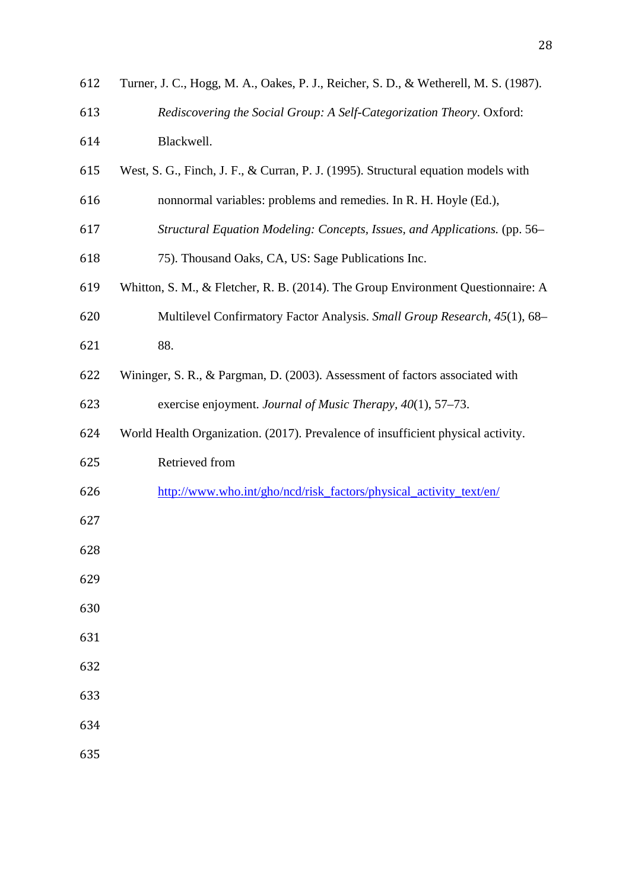Turner, J. C., Hogg, M. A., Oakes, P. J., Reicher, S. D., & Wetherell, M. S. (1987). *Rediscovering the Social Group: A Self-Categorization Theory*. Oxford: Blackwell.

West, S. G., Finch, J. F., & Curran, P. J. (1995). Structural equation models with nonnormal variables: problems and remedies. In R. H. Hoyle (Ed.), *Structural Equation Modeling: Concepts, Issues, and Applications.* (pp. 56–75). Thousand Oaks, CA, US: Sage Publications Inc.

Whitton, S. M., & Fletcher, R. B. (2014). The Group Environment Questionnaire: A Multilevel Confirmatory Factor Analysis. *Small Group Research*, *45*(1), 68–88.

Wininger, S. R., & Pargman, D. (2003). Assessment of factors associated with exercise enjoyment. *Journal of Music Therapy*, *40*(1), 57–73.

World Health Organization. (2017). Prevalence of insufficient physical activity. Retrieved from http://www.who.int/gho/ncd/risk_factors/physical_activity_text/en/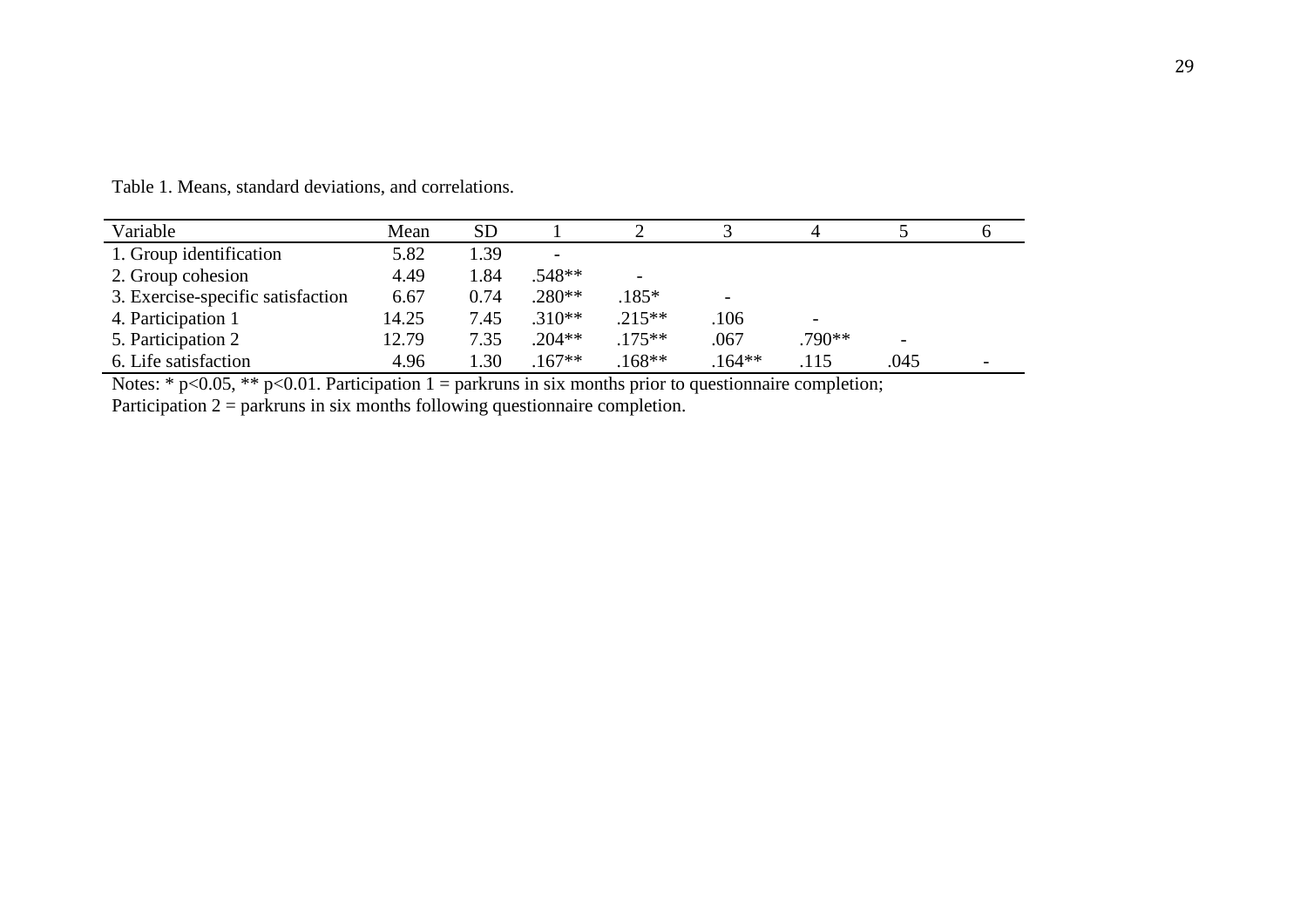Table 1. Means, standard deviations, and correlations.

| Variable | Mean | SD | 1 | 2 | 3 | 4 | 5 | 6 |
|---|---|---|---|---|---|---|---|---|
| 1. Group identification | 5.82 | 1.39 | - | | | | | |
| 2. Group cohesion | 4.49 | 1.84 | .548** | - | | | | |
| 3. Exercise-specific satisfaction | 6.67 | 0.74 | .280** | .185* | - | | | |
| 4. Participation 1 | 14.25 | 7.45 | .310** | .215** | .106 | - | | |
| 5. Participation 2 | 12.79 | 7.35 | .204** | .175** | .067 | .790** | - | |
| 6. Life satisfaction | 4.96 | 1.30 | .167** | .168** | .164** | .115 | .045 | - |

Notes: * $p<0.05$, ** $p<0.01$. Participation 1 = parkruns in six months prior to questionnaire completion; Participation 2 = parkruns in six months following questionnaire completion.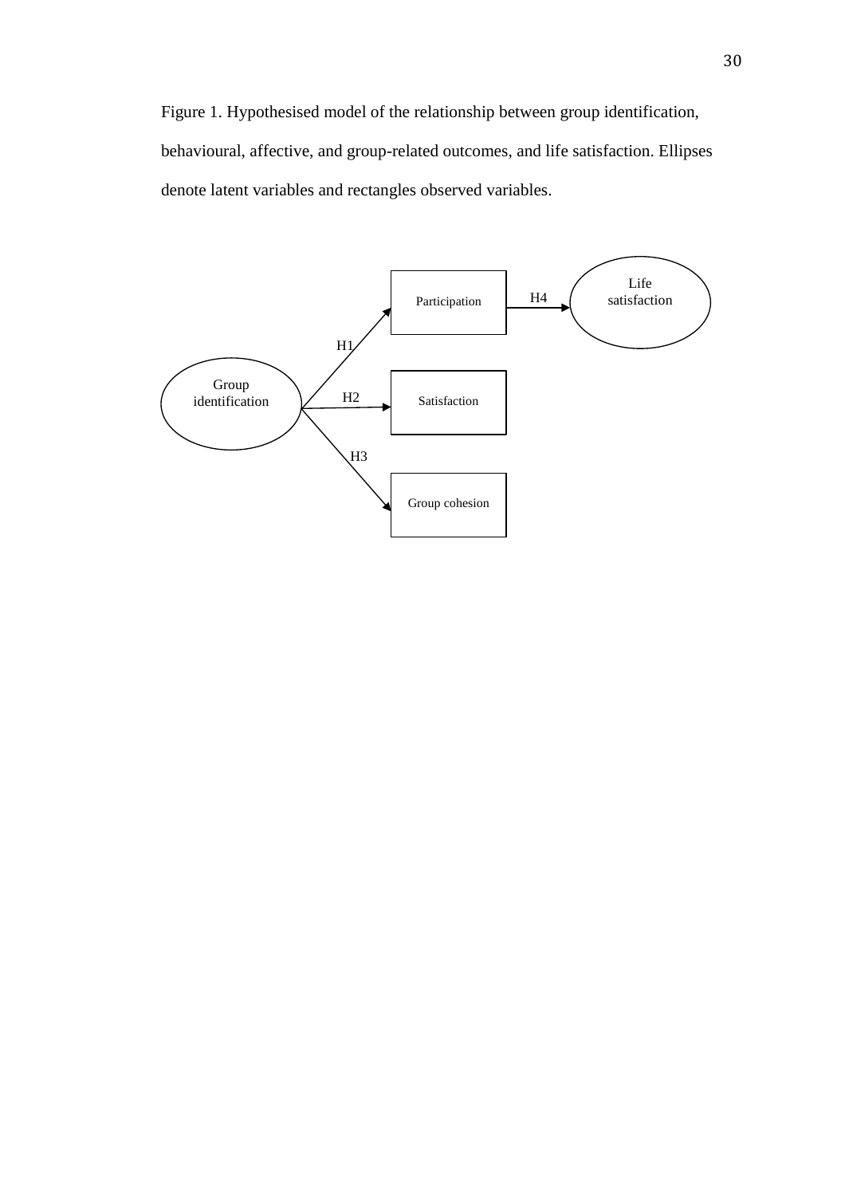Figure 1. Hypothesised model of the relationship between group identification, behavioural, affective, and group-related outcomes, and life satisfaction. Ellipses denote latent variables and rectangles observed variables.

Group identification

H1

H2

H3

Participation

Satisfaction

Group cohesion

H4

Life satisfaction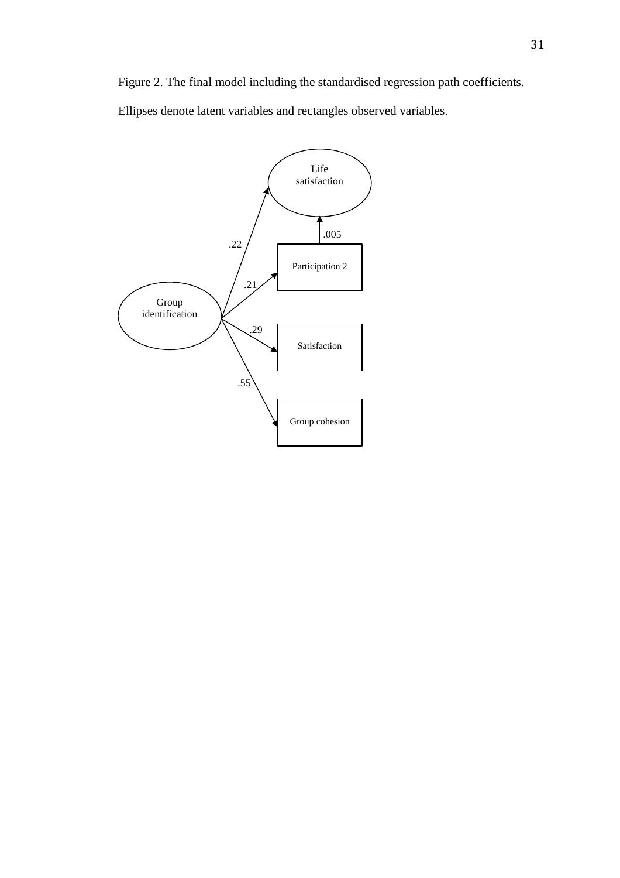Figure 2. The final model including the standardised regression path coefficients. Ellipses denote latent variables and rectangles observed variables.

Life satisfaction

.005

.22

Participation 2

.21

Group identification

.29

Satisfaction

.55

Group cohesion